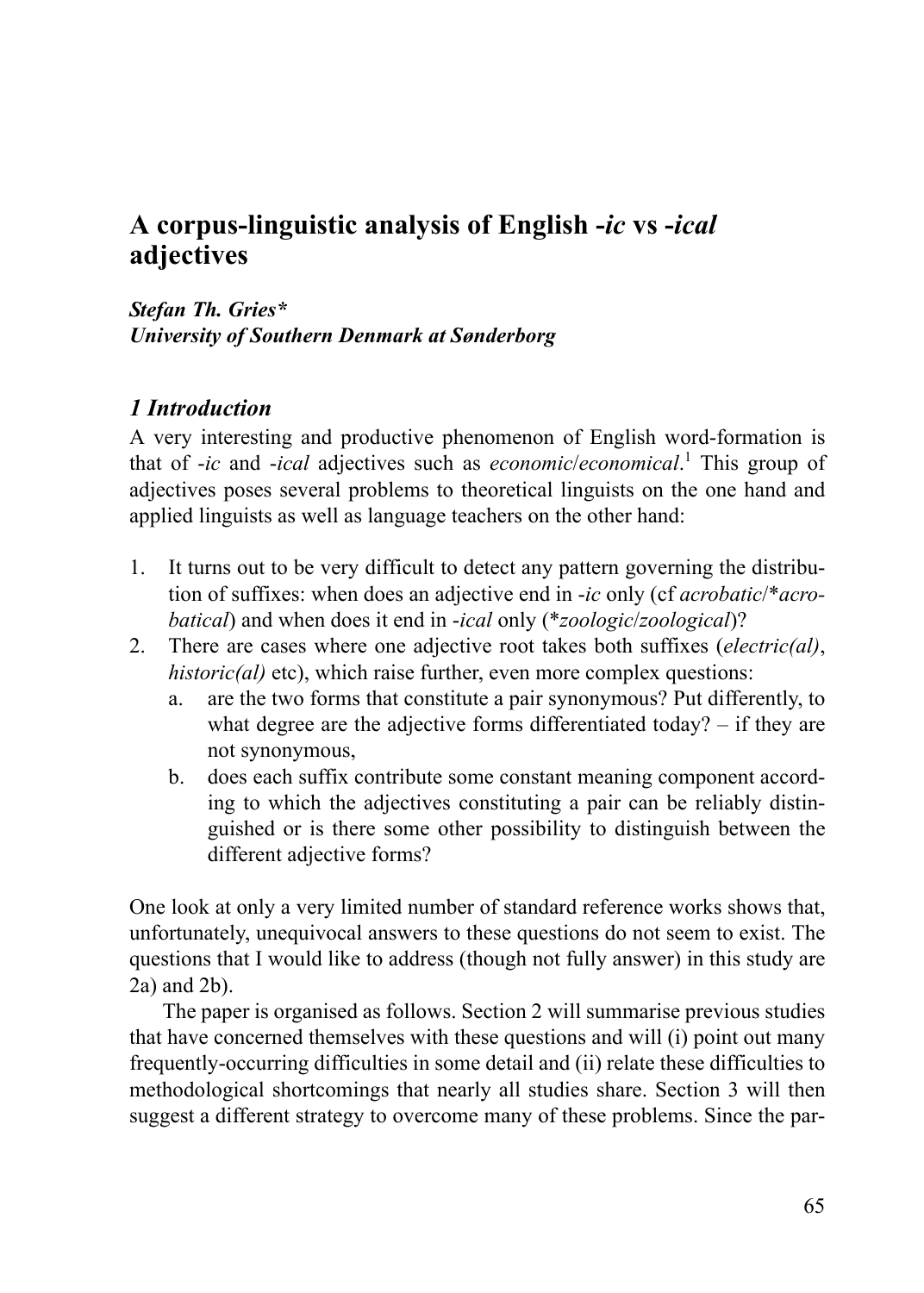# A corpus-linguistic analysis of English *-ic* vs *-ical* adjectives

***Stefan Th. Gries****
***University of Southern Denmark at Sønderborg***

## *1 Introduction*

A very interesting and productive phenomenon of English word-formation is that of *-ic* and *-ical* adjectives such as *economic*/*economical*.[1] This group of adjectives poses several problems to theoretical linguists on the one hand and applied linguists as well as language teachers on the other hand:

1. It turns out to be very difficult to detect any pattern governing the distribution of suffixes: when does an adjective end in *-ic* only (cf *acrobatic*/\**acrobatical*) and when does it end in *-ical* only (\**zoologic*/*zoological*)?
2. There are cases where one adjective root takes both suffixes (*electric(al)*, *historic(al)* etc), which raise further, even more complex questions:
   a. are the two forms that constitute a pair synonymous? Put differently, to what degree are the adjective forms differentiated today? – if they are not synonymous,
   b. does each suffix contribute some constant meaning component according to which the adjectives constituting a pair can be reliably distinguished or is there some other possibility to distinguish between the different adjective forms?

One look at only a very limited number of standard reference works shows that, unfortunately, unequivocal answers to these questions do not seem to exist. The questions that I would like to address (though not fully answer) in this study are 2a) and 2b).

The paper is organised as follows. Section 2 will summarise previous studies that have concerned themselves with these questions and will (i) point out many frequently-occurring difficulties in some detail and (ii) relate these difficulties to methodological shortcomings that nearly all studies share. Section 3 will then suggest a different strategy to overcome many of these problems. Since the par-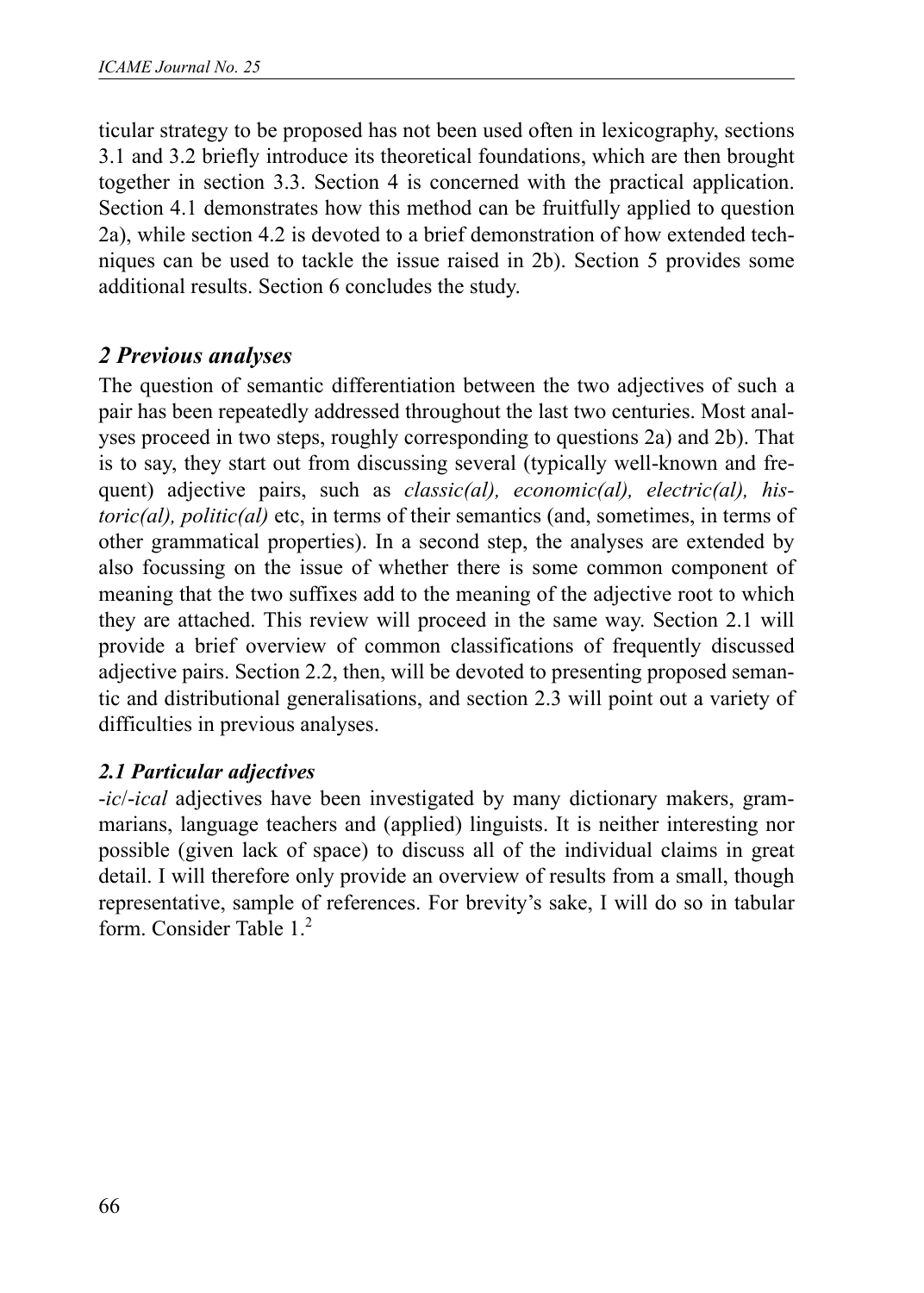ticular strategy to be proposed has not been used often in lexicography, sections 3.1 and 3.2 briefly introduce its theoretical foundations, which are then brought together in section 3.3. Section 4 is concerned with the practical application. Section 4.1 demonstrates how this method can be fruitfully applied to question 2a), while section 4.2 is devoted to a brief demonstration of how extended techniques can be used to tackle the issue raised in 2b). Section 5 provides some additional results. Section 6 concludes the study.

## *2 Previous analyses*

The question of semantic differentiation between the two adjectives of such a pair has been repeatedly addressed throughout the last two centuries. Most analyses proceed in two steps, roughly corresponding to questions 2a) and 2b). That is to say, they start out from discussing several (typically well-known and frequent) adjective pairs, such as *classic(al), economic(al), electric(al), historic(al), politic(al)* etc, in terms of their semantics (and, sometimes, in terms of other grammatical properties). In a second step, the analyses are extended by also focussing on the issue of whether there is some common component of meaning that the two suffixes add to the meaning of the adjective root to which they are attached. This review will proceed in the same way. Section 2.1 will provide a brief overview of common classifications of frequently discussed adjective pairs. Section 2.2, then, will be devoted to presenting proposed semantic and distributional generalisations, and section 2.3 will point out a variety of difficulties in previous analyses.

### *2.1 Particular adjectives*

-*ic*/-*ical* adjectives have been investigated by many dictionary makers, grammarians, language teachers and (applied) linguists. It is neither interesting nor possible (given lack of space) to discuss all of the individual claims in great detail. I will therefore only provide an overview of results from a small, though representative, sample of references. For brevity's sake, I will do so in tabular form. Consider Table 1.[2]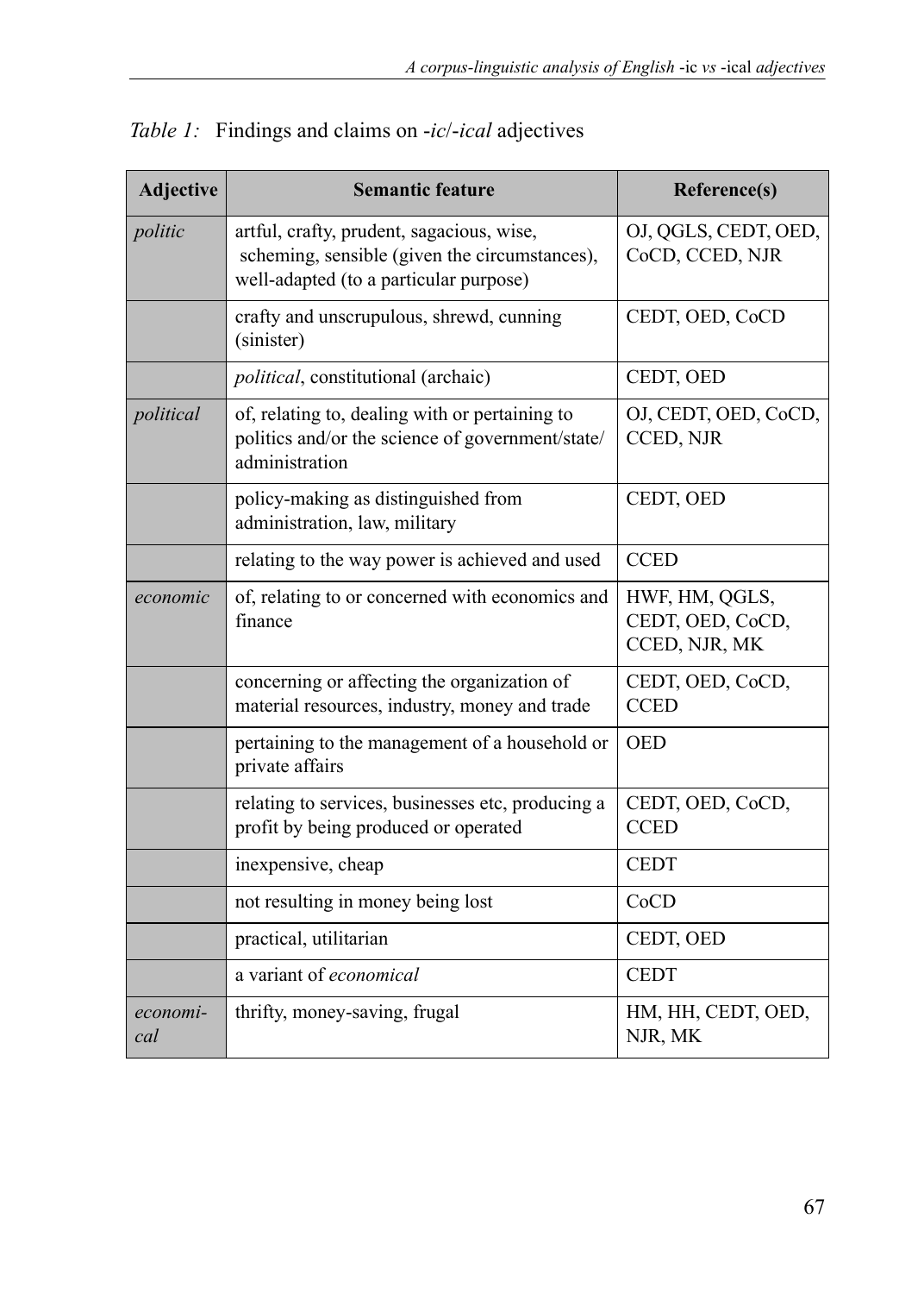*Table 1:* Findings and claims on -*ic*/-*ical* adjectives

| Adjective | Semantic feature | Reference(s) |
|---|---|---|
| *politic* | artful, crafty, prudent, sagacious, wise, scheming, sensible (given the circumstances), well-adapted (to a particular purpose) | OJ, QGLS, CEDT, OED, CoCD, CCED, NJR |
| | crafty and unscrupulous, shrewd, cunning (sinister) | CEDT, OED, CoCD |
| | *political*, constitutional (archaic) | CEDT, OED |
| *political* | of, relating to, dealing with or pertaining to politics and/or the science of government/state/administration | OJ, CEDT, OED, CoCD, CCED, NJR |
| | policy-making as distinguished from administration, law, military | CEDT, OED |
| | relating to the way power is achieved and used | CCED |
| *economic* | of, relating to or concerned with economics and finance | HWF, HM, QGLS, CEDT, OED, CoCD, CCED, NJR, MK |
| | concerning or affecting the organization of material resources, industry, money and trade | CEDT, OED, CoCD, CCED |
| | pertaining to the management of a household or private affairs | OED |
| | relating to services, businesses etc, producing a profit by being produced or operated | CEDT, OED, CoCD, CCED |
| | inexpensive, cheap | CEDT |
| | not resulting in money being lost | CoCD |
| | practical, utilitarian | CEDT, OED |
| | a variant of *economical* | CEDT |
| *economical* | thrifty, money-saving, frugal | HM, HH, CEDT, OED, NJR, MK |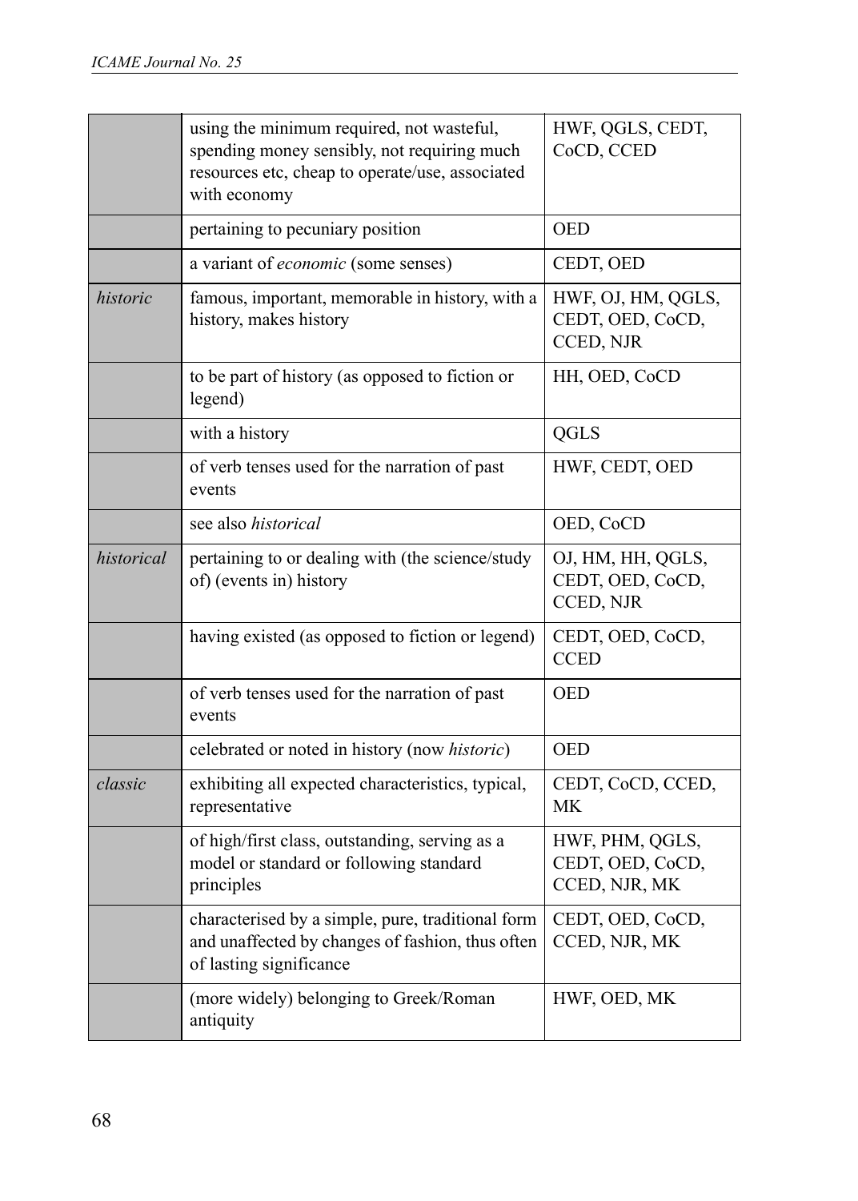| | | |
|---|---|---|
| | using the minimum required, not wasteful, spending money sensibly, not requiring much resources etc, cheap to operate/use, associated with economy | HWF, QGLS, CEDT, CoCD, CCED |
| | pertaining to pecuniary position | OED |
| | a variant of *economic* (some senses) | CEDT, OED |
| *historic* | famous, important, memorable in history, with a history, makes history | HWF, OJ, HM, QGLS, CEDT, OED, CoCD, CCED, NJR |
| | to be part of history (as opposed to fiction or legend) | HH, OED, CoCD |
| | with a history | QGLS |
| | of verb tenses used for the narration of past events | HWF, CEDT, OED |
| | see also *historical* | OED, CoCD |
| *historical* | pertaining to or dealing with (the science/study of) (events in) history | OJ, HM, HH, QGLS, CEDT, OED, CoCD, CCED, NJR |
| | having existed (as opposed to fiction or legend) | CEDT, OED, CoCD, CCED |
| | of verb tenses used for the narration of past events | OED |
| | celebrated or noted in history (now *historic*) | OED |
| *classic* | exhibiting all expected characteristics, typical, representative | CEDT, CoCD, CCED, MK |
| | of high/first class, outstanding, serving as a model or standard or following standard principles | HWF, PHM, QGLS, CEDT, OED, CoCD, CCED, NJR, MK |
| | characterised by a simple, pure, traditional form and unaffected by changes of fashion, thus often of lasting significance | CEDT, OED, CoCD, CCED, NJR, MK |
| | (more widely) belonging to Greek/Roman antiquity | HWF, OED, MK |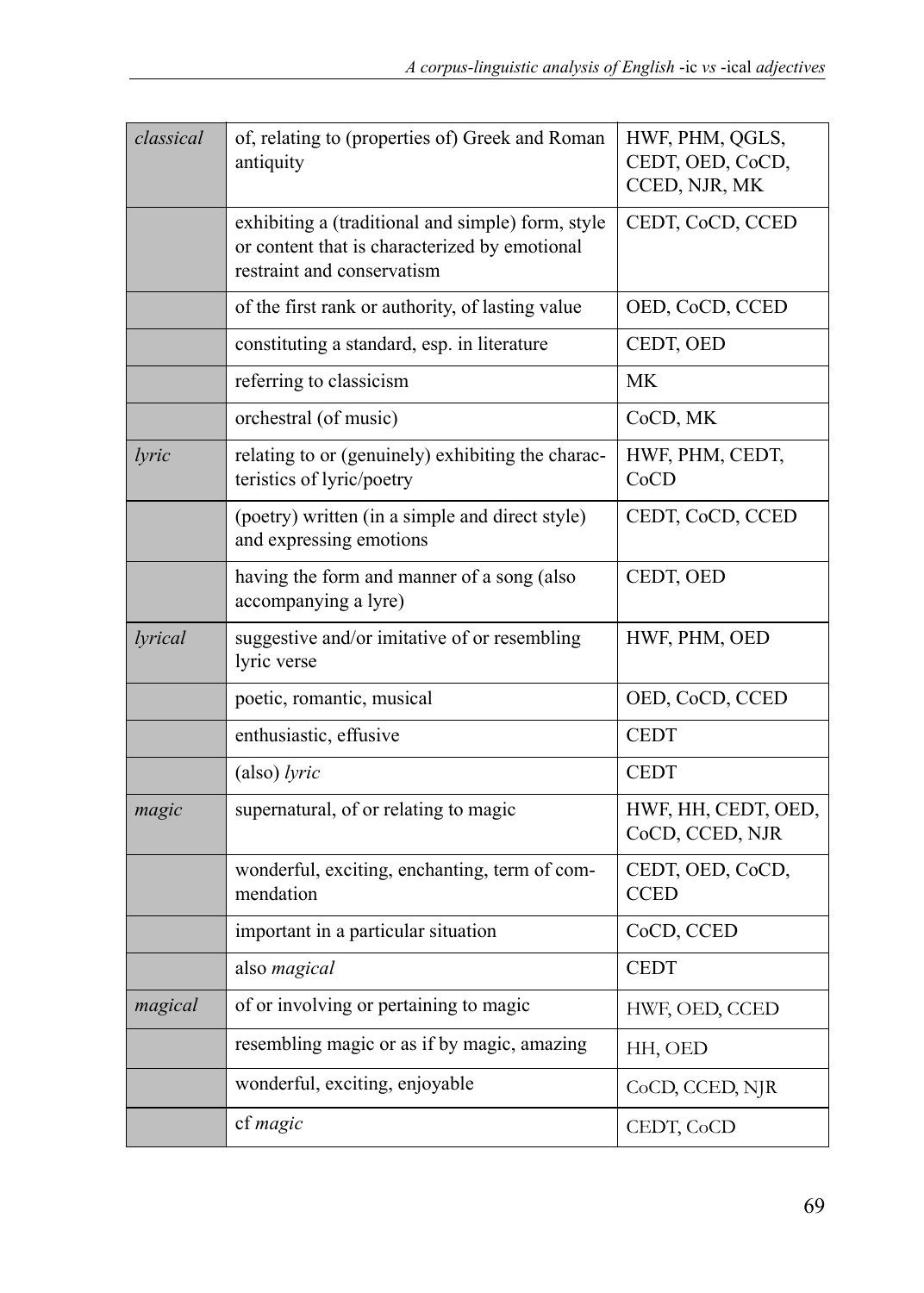| | | |
|---|---|---|
| *classical* | of, relating to (properties of) Greek and Roman antiquity | HWF, PHM, QGLS, CEDT, OED, CoCD, CCED, NJR, MK |
| | exhibiting a (traditional and simple) form, style or content that is characterized by emotional restraint and conservatism | CEDT, CoCD, CCED |
| | of the first rank or authority, of lasting value | OED, CoCD, CCED |
| | constituting a standard, esp. in literature | CEDT, OED |
| | referring to classicism | MK |
| | orchestral (of music) | CoCD, MK |
| *lyric* | relating to or (genuinely) exhibiting the characteristics of lyric/poetry | HWF, PHM, CEDT, CoCD |
| | (poetry) written (in a simple and direct style) and expressing emotions | CEDT, CoCD, CCED |
| | having the form and manner of a song (also accompanying a lyre) | CEDT, OED |
| *lyrical* | suggestive and/or imitative of or resembling lyric verse | HWF, PHM, OED |
| | poetic, romantic, musical | OED, CoCD, CCED |
| | enthusiastic, effusive | CEDT |
| | (also) *lyric* | CEDT |
| *magic* | supernatural, of or relating to magic | HWF, HH, CEDT, OED, CoCD, CCED, NJR |
| | wonderful, exciting, enchanting, term of commendation | CEDT, OED, CoCD, CCED |
| | important in a particular situation | CoCD, CCED |
| | also *magical* | CEDT |
| *magical* | of or involving or pertaining to magic | HWF, OED, CCED |
| | resembling magic or as if by magic, amazing | HH, OED |
| | wonderful, exciting, enjoyable | CoCD, CCED, NJR |
| | cf *magic* | CEDT, CoCD |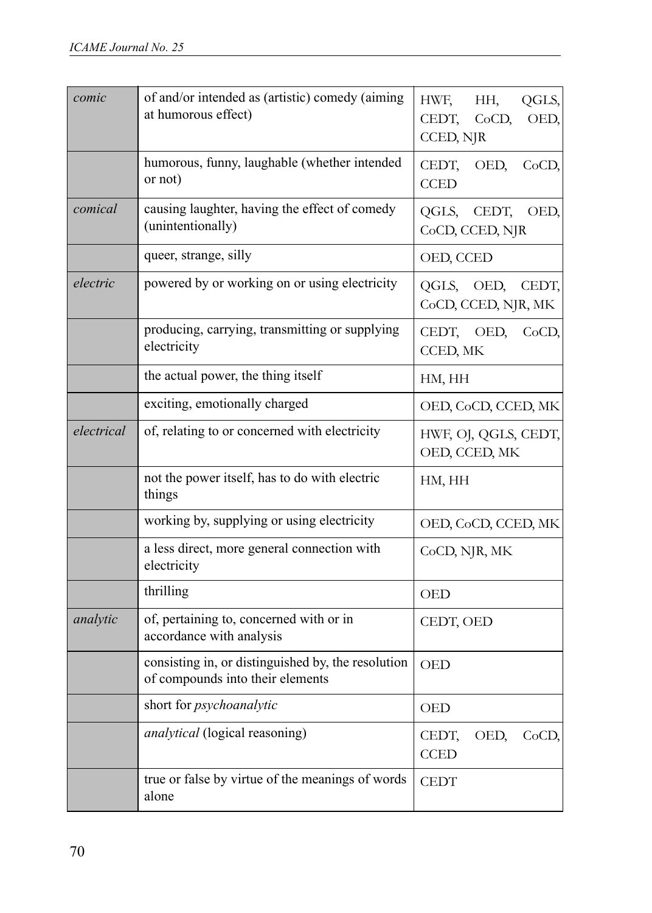| | | |
|---|---|---|
| *comic* | of and/or intended as (artistic) comedy (aiming at humorous effect) | HWF, HH, QGLS, CEDT, CoCD, OED, CCED, NJR |
| | humorous, funny, laughable (whether intended or not) | CEDT, OED, CoCD, CCED |
| *comical* | causing laughter, having the effect of comedy (unintentionally) | QGLS, CEDT, OED, CoCD, CCED, NJR |
| | queer, strange, silly | OED, CCED |
| *electric* | powered by or working on or using electricity | QGLS, OED, CEDT, CoCD, CCED, NJR, MK |
| | producing, carrying, transmitting or supplying electricity | CEDT, OED, CoCD, CCED, MK |
| | the actual power, the thing itself | HM, HH |
| | exciting, emotionally charged | OED, CoCD, CCED, MK |
| *electrical* | of, relating to or concerned with electricity | HWF, OJ, QGLS, CEDT, OED, CCED, MK |
| | not the power itself, has to do with electric things | HM, HH |
| | working by, supplying or using electricity | OED, CoCD, CCED, MK |
| | a less direct, more general connection with electricity | CoCD, NJR, MK |
| | thrilling | OED |
| *analytic* | of, pertaining to, concerned with or in accordance with analysis | CEDT, OED |
| | consisting in, or distinguished by, the resolution of compounds into their elements | OED |
| | short for *psychoanalytic* | OED |
| | *analytical* (logical reasoning) | CEDT, OED, CoCD, CCED |
| | true or false by virtue of the meanings of words alone | CEDT |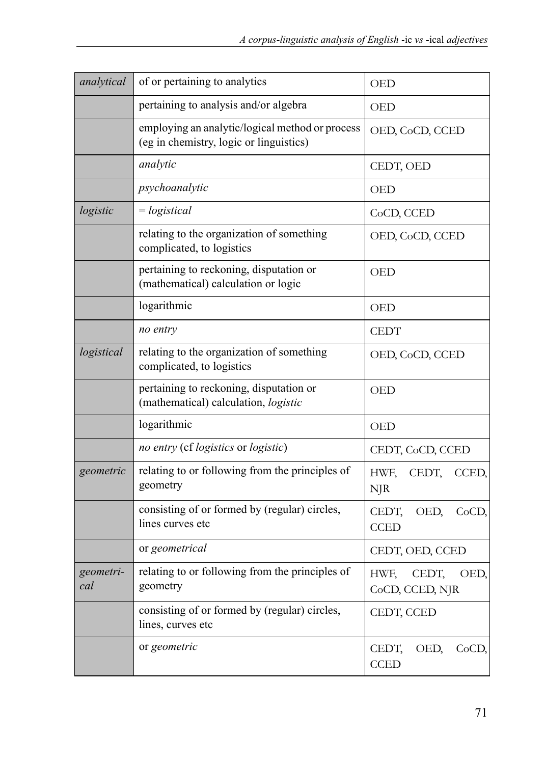| | | |
|---|---|---|
| *analytical* | of or pertaining to analytics | OED |
| | pertaining to analysis and/or algebra | OED |
| | employing an analytic/logical method or process (eg in chemistry, logic or linguistics) | OED, CoCD, CCED |
| | *analytic* | CEDT, OED |
| | *psychoanalytic* | OED |
| *logistic* | = *logistical* | CoCD, CCED |
| | relating to the organization of something complicated, to logistics | OED, CoCD, CCED |
| | pertaining to reckoning, disputation or (mathematical) calculation or logic | OED |
| | logarithmic | OED |
| | *no entry* | CEDT |
| *logistical* | relating to the organization of something complicated, to logistics | OED, CoCD, CCED |
| | pertaining to reckoning, disputation or (mathematical) calculation, *logistic* | OED |
| | logarithmic | OED |
| | *no entry* (cf *logistics* or *logistic*) | CEDT, CoCD, CCED |
| *geometric* | relating to or following from the principles of geometry | HWF, CEDT, CCED, NJR |
| | consisting of or formed by (regular) circles, lines curves etc | CEDT, OED, CoCD, CCED |
| | or *geometrical* | CEDT, OED, CCED |
| *geometri-cal* | relating to or following from the principles of geometry | HWF, CEDT, OED, CoCD, CCED, NJR |
| | consisting of or formed by (regular) circles, lines, curves etc | CEDT, CCED |
| | or *geometric* | CEDT, OED, CoCD, CCED |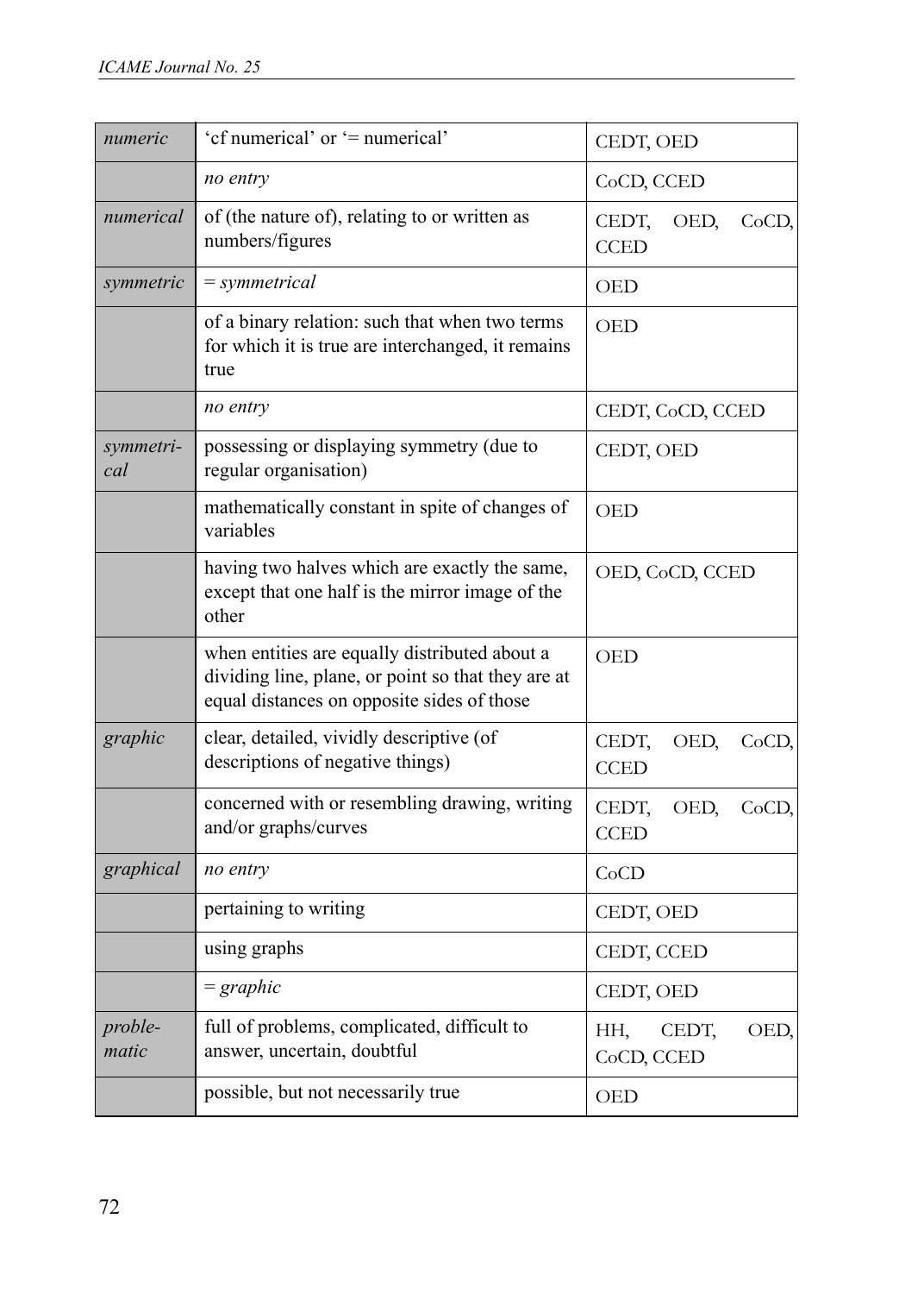| | | |
|---|---|---|
| *numeric* | 'cf numerical' or '= numerical' | CEDT, OED |
| | *no entry* | CoCD, CCED |
| *numerical* | of (the nature of), relating to or written as numbers/figures | CEDT, OED, CoCD, CCED |
| *symmetric* | = *symmetrical* | OED |
| | of a binary relation: such that when two terms for which it is true are interchanged, it remains true | OED |
| | *no entry* | CEDT, CoCD, CCED |
| *symmetri-cal* | possessing or displaying symmetry (due to regular organisation) | CEDT, OED |
| | mathematically constant in spite of changes of variables | OED |
| | having two halves which are exactly the same, except that one half is the mirror image of the other | OED, CoCD, CCED |
| | when entities are equally distributed about a dividing line, plane, or point so that they are at equal distances on opposite sides of those | OED |
| *graphic* | clear, detailed, vividly descriptive (of descriptions of negative things) | CEDT, OED, CoCD, CCED |
| | concerned with or resembling drawing, writing and/or graphs/curves | CEDT, OED, CoCD, CCED |
| *graphical* | *no entry* | CoCD |
| | pertaining to writing | CEDT, OED |
| | using graphs | CEDT, CCED |
| | = *graphic* | CEDT, OED |
| *proble-matic* | full of problems, complicated, difficult to answer, uncertain, doubtful | HH, CEDT, OED, CoCD, CCED |
| | possible, but not necessarily true | OED |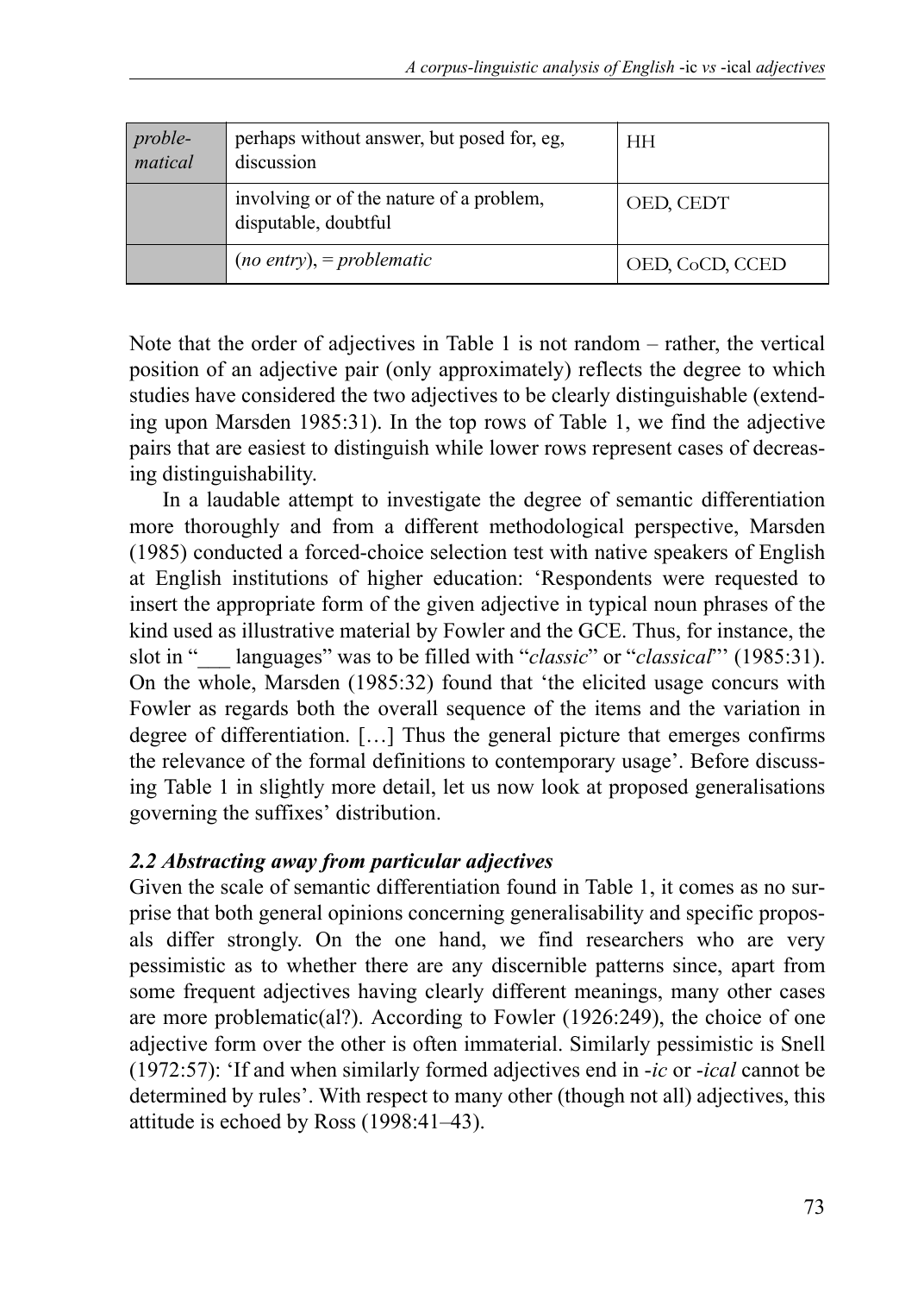| *proble-matical* | perhaps without answer, but posed for, eg, discussion | HH |
|---|---|---|
| | involving or of the nature of a problem, disputable, doubtful | OED, CEDT |
| | (*no entry*), = *problematic* | OED, CoCD, CCED |

Note that the order of adjectives in Table 1 is not random – rather, the vertical position of an adjective pair (only approximately) reflects the degree to which studies have considered the two adjectives to be clearly distinguishable (extending upon Marsden 1985:31). In the top rows of Table 1, we find the adjective pairs that are easiest to distinguish while lower rows represent cases of decreasing distinguishability.

In a laudable attempt to investigate the degree of semantic differentiation more thoroughly and from a different methodological perspective, Marsden (1985) conducted a forced-choice selection test with native speakers of English at English institutions of higher education: 'Respondents were requested to insert the appropriate form of the given adjective in typical noun phrases of the kind used as illustrative material by Fowler and the GCE. Thus, for instance, the slot in "___ languages" was to be filled with "*classic*" or "*classical*"' (1985:31). On the whole, Marsden (1985:32) found that 'the elicited usage concurs with Fowler as regards both the overall sequence of the items and the variation in degree of differentiation. […] Thus the general picture that emerges confirms the relevance of the formal definitions to contemporary usage'. Before discussing Table 1 in slightly more detail, let us now look at proposed generalisations governing the suffixes' distribution.

### *2.2 Abstracting away from particular adjectives*

Given the scale of semantic differentiation found in Table 1, it comes as no surprise that both general opinions concerning generalisability and specific proposals differ strongly. On the one hand, we find researchers who are very pessimistic as to whether there are any discernible patterns since, apart from some frequent adjectives having clearly different meanings, many other cases are more problematic(al?). According to Fowler (1926:249), the choice of one adjective form over the other is often immaterial. Similarly pessimistic is Snell (1972:57): 'If and when similarly formed adjectives end in -*ic* or -*ical* cannot be determined by rules'. With respect to many other (though not all) adjectives, this attitude is echoed by Ross (1998:41–43).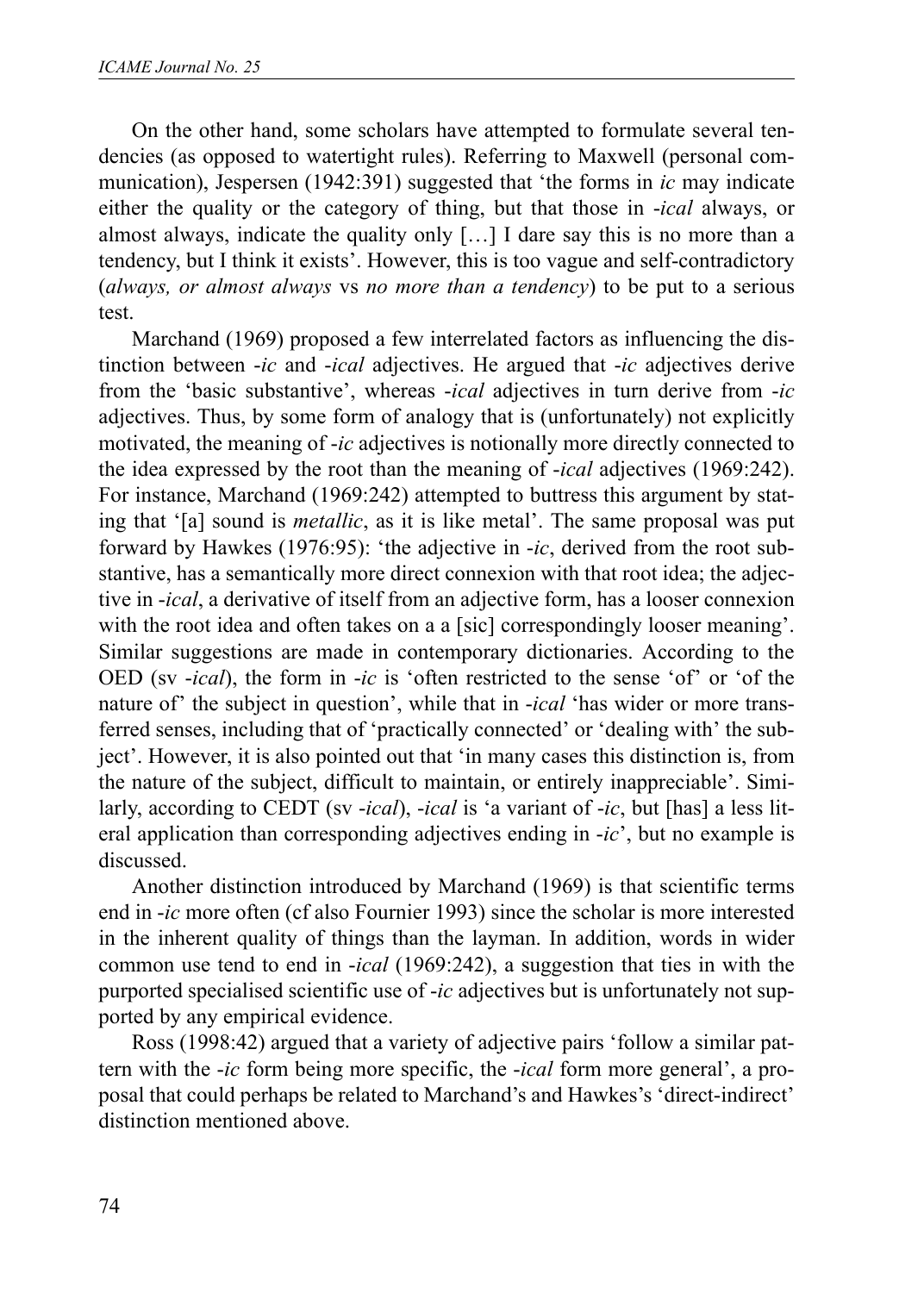On the other hand, some scholars have attempted to formulate several tendencies (as opposed to watertight rules). Referring to Maxwell (personal communication), Jespersen (1942:391) suggested that 'the forms in *ic* may indicate either the quality or the category of thing, but that those in *-ical* always, or almost always, indicate the quality only […] I dare say this is no more than a tendency, but I think it exists'. However, this is too vague and self-contradictory (*always, or almost always* vs *no more than a tendency*) to be put to a serious test.

Marchand (1969) proposed a few interrelated factors as influencing the distinction between *-ic* and *-ical* adjectives. He argued that *-ic* adjectives derive from the 'basic substantive', whereas *-ical* adjectives in turn derive from *-ic* adjectives. Thus, by some form of analogy that is (unfortunately) not explicitly motivated, the meaning of *-ic* adjectives is notionally more directly connected to the idea expressed by the root than the meaning of *-ical* adjectives (1969:242). For instance, Marchand (1969:242) attempted to buttress this argument by stating that '[a] sound is *metallic*, as it is like metal'. The same proposal was put forward by Hawkes (1976:95): 'the adjective in *-ic*, derived from the root substantive, has a semantically more direct connexion with that root idea; the adjective in *-ical*, a derivative of itself from an adjective form, has a looser connexion with the root idea and often takes on a a [sic] correspondingly looser meaning'. Similar suggestions are made in contemporary dictionaries. According to the OED (sv *-ical*), the form in *-ic* is 'often restricted to the sense 'of' or 'of the nature of' the subject in question', while that in *-ical* 'has wider or more transferred senses, including that of 'practically connected' or 'dealing with' the subject'. However, it is also pointed out that 'in many cases this distinction is, from the nature of the subject, difficult to maintain, or entirely inappreciable'. Similarly, according to CEDT (sv *-ical*), *-ical* is 'a variant of *-ic*, but [has] a less literal application than corresponding adjectives ending in *-ic*', but no example is discussed.

Another distinction introduced by Marchand (1969) is that scientific terms end in *-ic* more often (cf also Fournier 1993) since the scholar is more interested in the inherent quality of things than the layman. In addition, words in wider common use tend to end in *-ical* (1969:242), a suggestion that ties in with the purported specialised scientific use of *-ic* adjectives but is unfortunately not supported by any empirical evidence.

Ross (1998:42) argued that a variety of adjective pairs 'follow a similar pattern with the *-ic* form being more specific, the *-ical* form more general', a proposal that could perhaps be related to Marchand's and Hawkes's 'direct-indirect' distinction mentioned above.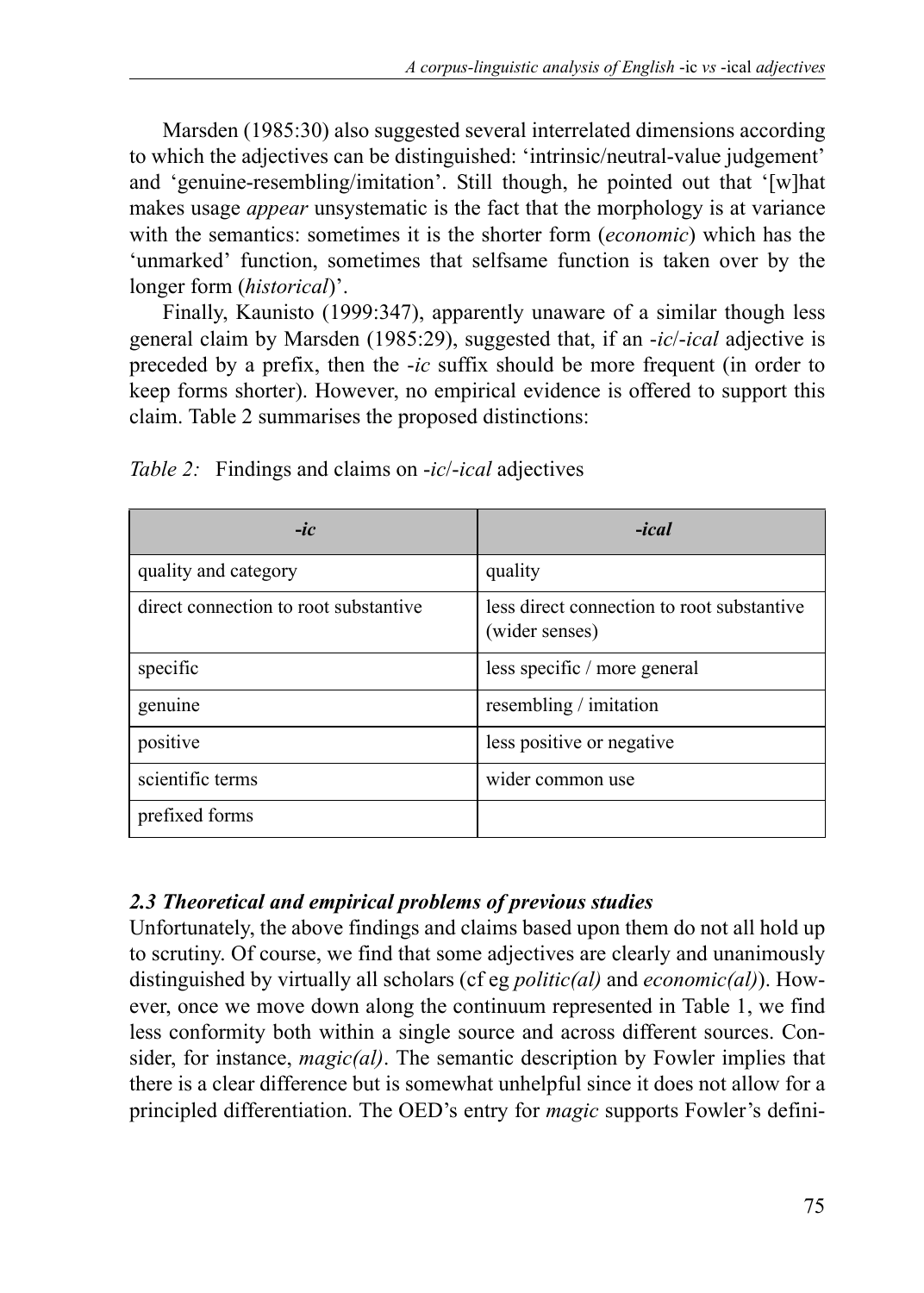Marsden (1985:30) also suggested several interrelated dimensions according to which the adjectives can be distinguished: 'intrinsic/neutral-value judgement' and 'genuine-resembling/imitation'. Still though, he pointed out that '[w]hat makes usage *appear* unsystematic is the fact that the morphology is at variance with the semantics: sometimes it is the shorter form (*economic*) which has the 'unmarked' function, sometimes that selfsame function is taken over by the longer form (*historical*)'.

Finally, Kaunisto (1999:347), apparently unaware of a similar though less general claim by Marsden (1985:29), suggested that, if an *-ic*/*-ical* adjective is preceded by a prefix, then the *-ic* suffix should be more frequent (in order to keep forms shorter). However, no empirical evidence is offered to support this claim. Table 2 summarises the proposed distinctions:

*Table 2:* Findings and claims on *-ic*/*-ical* adjectives

| *-ic* | *-ical* |
|---|---|
| quality and category | quality |
| direct connection to root substantive | less direct connection to root substantive (wider senses) |
| specific | less specific / more general |
| genuine | resembling / imitation |
| positive | less positive or negative |
| scientific terms | wider common use |
| prefixed forms | |

### *2.3 Theoretical and empirical problems of previous studies*

Unfortunately, the above findings and claims based upon them do not all hold up to scrutiny. Of course, we find that some adjectives are clearly and unanimously distinguished by virtually all scholars (cf eg *politic(al)* and *economic(al)*). However, once we move down along the continuum represented in Table 1, we find less conformity both within a single source and across different sources. Consider, for instance, *magic(al)*. The semantic description by Fowler implies that there is a clear difference but is somewhat unhelpful since it does not allow for a principled differentiation. The OED's entry for *magic* supports Fowler's defini-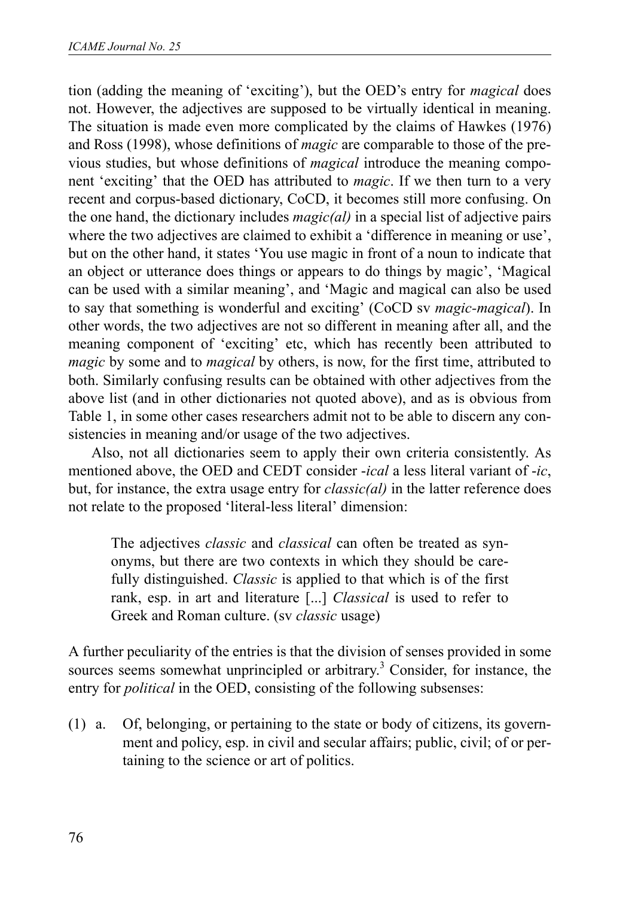tion (adding the meaning of 'exciting'), but the OED's entry for *magical* does not. However, the adjectives are supposed to be virtually identical in meaning. The situation is made even more complicated by the claims of Hawkes (1976) and Ross (1998), whose definitions of *magic* are comparable to those of the previous studies, but whose definitions of *magical* introduce the meaning component 'exciting' that the OED has attributed to *magic*. If we then turn to a very recent and corpus-based dictionary, CoCD, it becomes still more confusing. On the one hand, the dictionary includes *magic(al)* in a special list of adjective pairs where the two adjectives are claimed to exhibit a 'difference in meaning or use', but on the other hand, it states 'You use magic in front of a noun to indicate that an object or utterance does things or appears to do things by magic', 'Magical can be used with a similar meaning', and 'Magic and magical can also be used to say that something is wonderful and exciting' (CoCD sv *magic-magical*). In other words, the two adjectives are not so different in meaning after all, and the meaning component of 'exciting' etc, which has recently been attributed to *magic* by some and to *magical* by others, is now, for the first time, attributed to both. Similarly confusing results can be obtained with other adjectives from the above list (and in other dictionaries not quoted above), and as is obvious from Table 1, in some other cases researchers admit not to be able to discern any consistencies in meaning and/or usage of the two adjectives.

Also, not all dictionaries seem to apply their own criteria consistently. As mentioned above, the OED and CEDT consider *-ical* a less literal variant of *-ic*, but, for instance, the extra usage entry for *classic(al)* in the latter reference does not relate to the proposed 'literal-less literal' dimension:

> The adjectives *classic* and *classical* can often be treated as synonyms, but there are two contexts in which they should be carefully distinguished. *Classic* is applied to that which is of the first rank, esp. in art and literature [...] *Classical* is used to refer to Greek and Roman culture. (sv *classic* usage)

A further peculiarity of the entries is that the division of senses provided in some sources seems somewhat unprincipled or arbitrary.[3] Consider, for instance, the entry for *political* in the OED, consisting of the following subsenses:

(1) a. Of, belonging, or pertaining to the state or body of citizens, its government and policy, esp. in civil and secular affairs; public, civil; of or pertaining to the science or art of politics.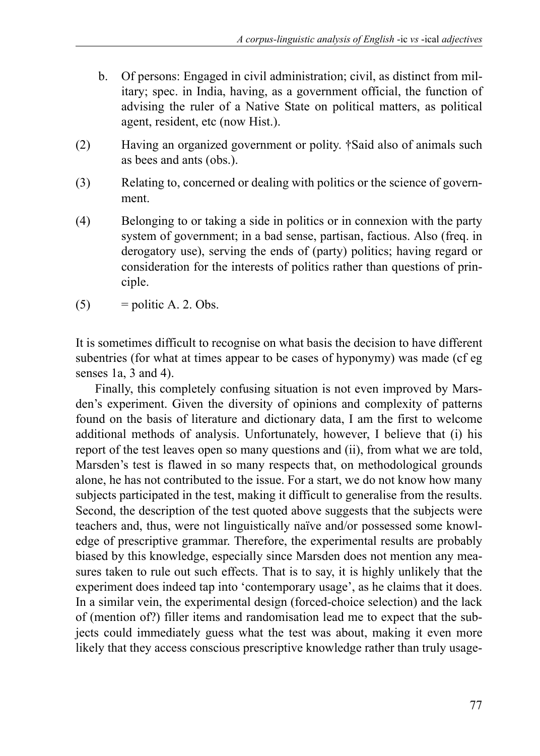b. Of persons: Engaged in civil administration; civil, as distinct from military; spec. in India, having, as a government official, the function of advising the ruler of a Native State on political matters, as political agent, resident, etc (now Hist.).

(2) Having an organized government or polity. †Said also of animals such as bees and ants (obs.).

(3) Relating to, concerned or dealing with politics or the science of government.

(4) Belonging to or taking a side in politics or in connexion with the party system of government; in a bad sense, partisan, factious. Also (freq. in derogatory use), serving the ends of (party) politics; having regard or consideration for the interests of politics rather than questions of principle.

(5) = politic A. 2. Obs.

It is sometimes difficult to recognise on what basis the decision to have different subentries (for what at times appear to be cases of hyponymy) was made (cf eg senses 1a, 3 and 4).

Finally, this completely confusing situation is not even improved by Marsden's experiment. Given the diversity of opinions and complexity of patterns found on the basis of literature and dictionary data, I am the first to welcome additional methods of analysis. Unfortunately, however, I believe that (i) his report of the test leaves open so many questions and (ii), from what we are told, Marsden's test is flawed in so many respects that, on methodological grounds alone, he has not contributed to the issue. For a start, we do not know how many subjects participated in the test, making it difficult to generalise from the results. Second, the description of the test quoted above suggests that the subjects were teachers and, thus, were not linguistically naïve and/or possessed some knowledge of prescriptive grammar. Therefore, the experimental results are probably biased by this knowledge, especially since Marsden does not mention any measures taken to rule out such effects. That is to say, it is highly unlikely that the experiment does indeed tap into 'contemporary usage', as he claims that it does. In a similar vein, the experimental design (forced-choice selection) and the lack of (mention of?) filler items and randomisation lead me to expect that the subjects could immediately guess what the test was about, making it even more likely that they access conscious prescriptive knowledge rather than truly usage-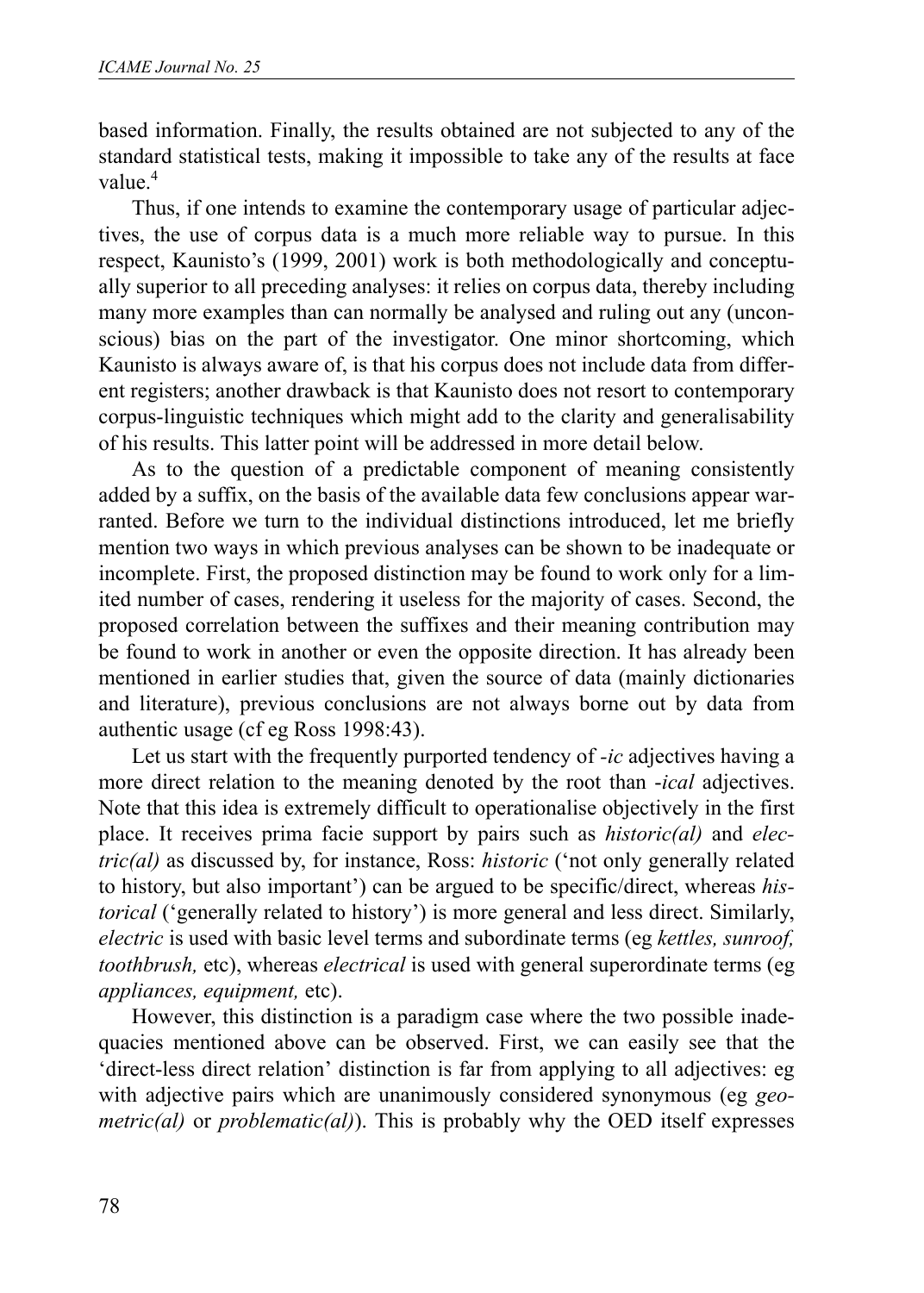based information. Finally, the results obtained are not subjected to any of the standard statistical tests, making it impossible to take any of the results at face value.[4]

Thus, if one intends to examine the contemporary usage of particular adjectives, the use of corpus data is a much more reliable way to pursue. In this respect, Kaunisto's (1999, 2001) work is both methodologically and conceptually superior to all preceding analyses: it relies on corpus data, thereby including many more examples than can normally be analysed and ruling out any (unconscious) bias on the part of the investigator. One minor shortcoming, which Kaunisto is always aware of, is that his corpus does not include data from different registers; another drawback is that Kaunisto does not resort to contemporary corpus-linguistic techniques which might add to the clarity and generalisability of his results. This latter point will be addressed in more detail below.

As to the question of a predictable component of meaning consistently added by a suffix, on the basis of the available data few conclusions appear warranted. Before we turn to the individual distinctions introduced, let me briefly mention two ways in which previous analyses can be shown to be inadequate or incomplete. First, the proposed distinction may be found to work only for a limited number of cases, rendering it useless for the majority of cases. Second, the proposed correlation between the suffixes and their meaning contribution may be found to work in another or even the opposite direction. It has already been mentioned in earlier studies that, given the source of data (mainly dictionaries and literature), previous conclusions are not always borne out by data from authentic usage (cf eg Ross 1998:43).

Let us start with the frequently purported tendency of *-ic* adjectives having a more direct relation to the meaning denoted by the root than *-ical* adjectives. Note that this idea is extremely difficult to operationalise objectively in the first place. It receives prima facie support by pairs such as *historic(al)* and *electric(al)* as discussed by, for instance, Ross: *historic* ('not only generally related to history, but also important') can be argued to be specific/direct, whereas *historical* ('generally related to history') is more general and less direct. Similarly, *electric* is used with basic level terms and subordinate terms (eg *kettles, sunroof, toothbrush,* etc), whereas *electrical* is used with general superordinate terms (eg *appliances, equipment,* etc).

However, this distinction is a paradigm case where the two possible inadequacies mentioned above can be observed. First, we can easily see that the 'direct-less direct relation' distinction is far from applying to all adjectives: eg with adjective pairs which are unanimously considered synonymous (eg *geometric(al)* or *problematic(al)*). This is probably why the OED itself expresses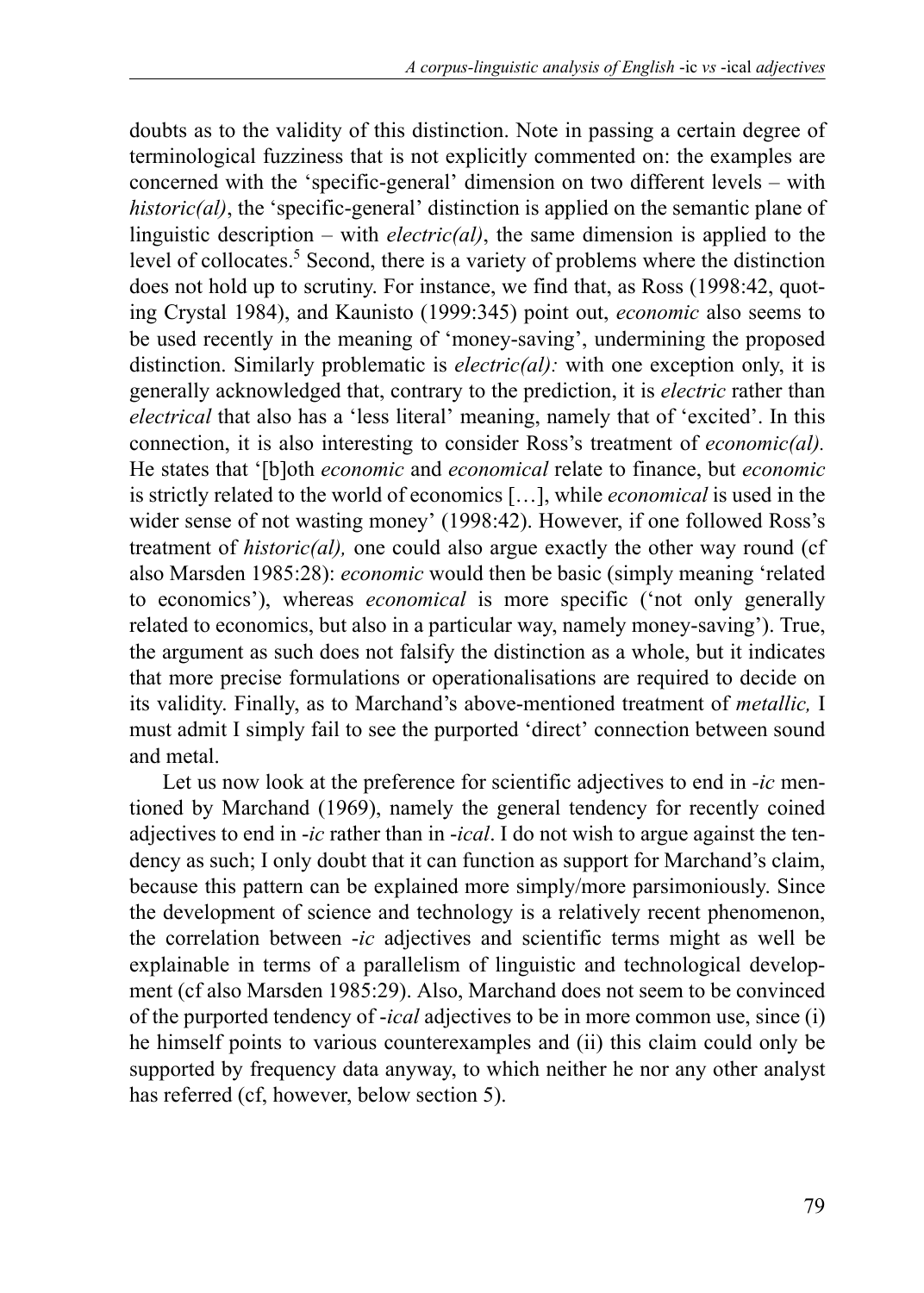doubts as to the validity of this distinction. Note in passing a certain degree of terminological fuzziness that is not explicitly commented on: the examples are concerned with the 'specific-general' dimension on two different levels – with *historic(al)*, the 'specific-general' distinction is applied on the semantic plane of linguistic description – with *electric(al)*, the same dimension is applied to the level of collocates.[5] Second, there is a variety of problems where the distinction does not hold up to scrutiny. For instance, we find that, as Ross (1998:42, quoting Crystal 1984), and Kaunisto (1999:345) point out, *economic* also seems to be used recently in the meaning of 'money-saving', undermining the proposed distinction. Similarly problematic is *electric(al):* with one exception only, it is generally acknowledged that, contrary to the prediction, it is *electric* rather than *electrical* that also has a 'less literal' meaning, namely that of 'excited'. In this connection, it is also interesting to consider Ross's treatment of *economic(al).* He states that '[b]oth *economic* and *economical* relate to finance, but *economic* is strictly related to the world of economics […], while *economical* is used in the wider sense of not wasting money' (1998:42). However, if one followed Ross's treatment of *historic(al),* one could also argue exactly the other way round (cf also Marsden 1985:28): *economic* would then be basic (simply meaning 'related to economics'), whereas *economical* is more specific ('not only generally related to economics, but also in a particular way, namely money-saving'). True, the argument as such does not falsify the distinction as a whole, but it indicates that more precise formulations or operationalisations are required to decide on its validity. Finally, as to Marchand's above-mentioned treatment of *metallic,* I must admit I simply fail to see the purported 'direct' connection between sound and metal.

Let us now look at the preference for scientific adjectives to end in *-ic* mentioned by Marchand (1969), namely the general tendency for recently coined adjectives to end in *-ic* rather than in *-ical*. I do not wish to argue against the tendency as such; I only doubt that it can function as support for Marchand's claim, because this pattern can be explained more simply/more parsimoniously. Since the development of science and technology is a relatively recent phenomenon, the correlation between *-ic* adjectives and scientific terms might as well be explainable in terms of a parallelism of linguistic and technological development (cf also Marsden 1985:29). Also, Marchand does not seem to be convinced of the purported tendency of *-ical* adjectives to be in more common use, since (i) he himself points to various counterexamples and (ii) this claim could only be supported by frequency data anyway, to which neither he nor any other analyst has referred (cf, however, below section 5).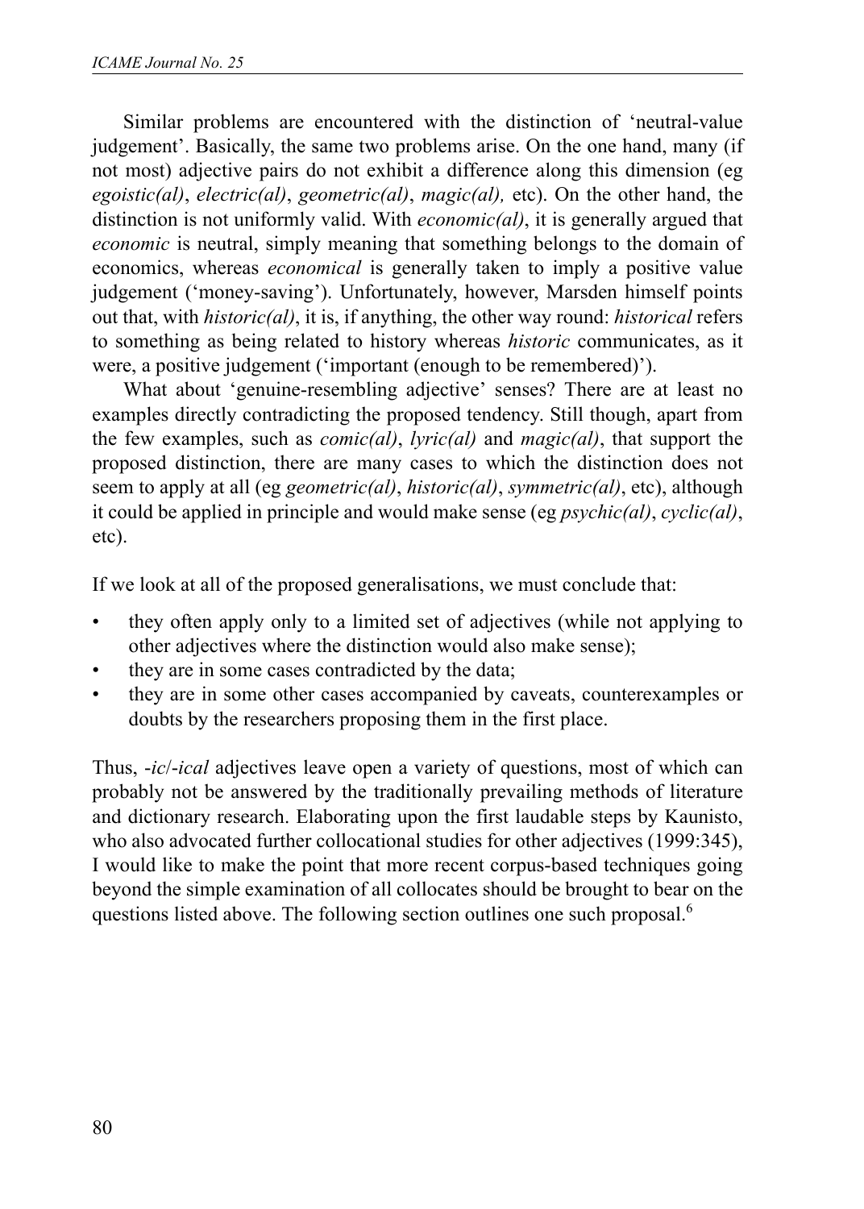Similar problems are encountered with the distinction of 'neutral-value judgement'. Basically, the same two problems arise. On the one hand, many (if not most) adjective pairs do not exhibit a difference along this dimension (eg *egoistic(al)*, *electric(al)*, *geometric(al)*, *magic(al),* etc). On the other hand, the distinction is not uniformly valid. With *economic(al)*, it is generally argued that *economic* is neutral, simply meaning that something belongs to the domain of economics, whereas *economical* is generally taken to imply a positive value judgement ('money-saving'). Unfortunately, however, Marsden himself points out that, with *historic(al)*, it is, if anything, the other way round: *historical* refers to something as being related to history whereas *historic* communicates, as it were, a positive judgement ('important (enough to be remembered)').

What about 'genuine-resembling adjective' senses? There are at least no examples directly contradicting the proposed tendency. Still though, apart from the few examples, such as *comic(al)*, *lyric(al)* and *magic(al)*, that support the proposed distinction, there are many cases to which the distinction does not seem to apply at all (eg *geometric(al)*, *historic(al)*, *symmetric(al)*, etc), although it could be applied in principle and would make sense (eg *psychic(al)*, *cyclic(al)*, etc).

If we look at all of the proposed generalisations, we must conclude that:

- they often apply only to a limited set of adjectives (while not applying to other adjectives where the distinction would also make sense);
- they are in some cases contradicted by the data;
- they are in some other cases accompanied by caveats, counterexamples or doubts by the researchers proposing them in the first place.

Thus, *-ic*/*-ical* adjectives leave open a variety of questions, most of which can probably not be answered by the traditionally prevailing methods of literature and dictionary research. Elaborating upon the first laudable steps by Kaunisto, who also advocated further collocational studies for other adjectives (1999:345), I would like to make the point that more recent corpus-based techniques going beyond the simple examination of all collocates should be brought to bear on the questions listed above. The following section outlines one such proposal.[6]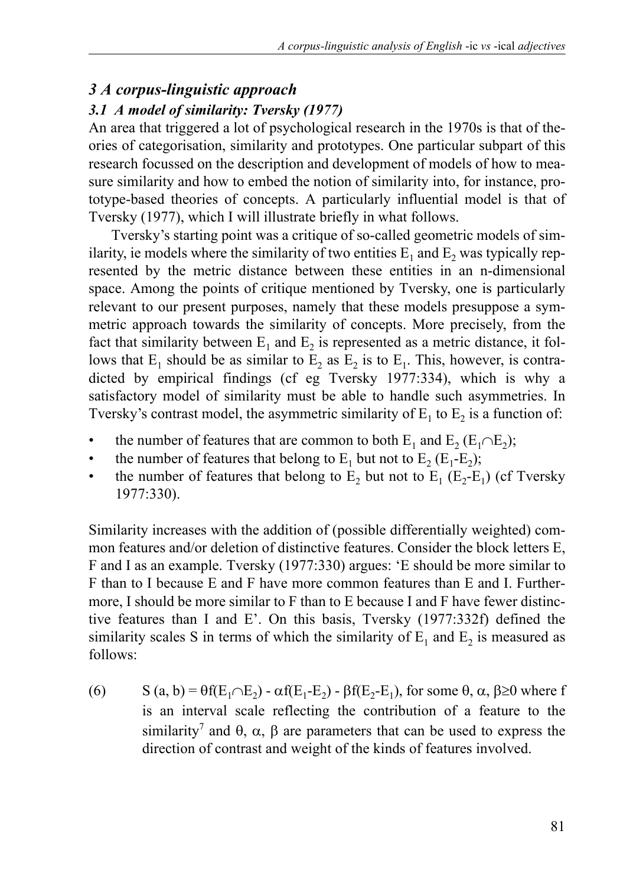## *3 A corpus-linguistic approach*

### *3.1 A model of similarity: Tversky (1977)*

An area that triggered a lot of psychological research in the 1970s is that of theories of categorisation, similarity and prototypes. One particular subpart of this research focussed on the description and development of models of how to measure similarity and how to embed the notion of similarity into, for instance, prototype-based theories of concepts. A particularly influential model is that of Tversky (1977), which I will illustrate briefly in what follows.

Tversky's starting point was a critique of so-called geometric models of similarity, ie models where the similarity of two entities $E_1$ and $E_2$ was typically represented by the metric distance between these entities in an n-dimensional space. Among the points of critique mentioned by Tversky, one is particularly relevant to our present purposes, namely that these models presuppose a symmetric approach towards the similarity of concepts. More precisely, from the fact that similarity between $E_1$ and $E_2$ is represented as a metric distance, it follows that $E_1$ should be as similar to $E_2$ as $E_2$ is to $E_1$. This, however, is contradicted by empirical findings (cf eg Tversky 1977:334), which is why a satisfactory model of similarity must be able to handle such asymmetries. In Tversky's contrast model, the asymmetric similarity of $E_1$ to $E_2$ is a function of:

- the number of features that are common to both $E_1$ and $E_2$ ($E_1 \cap E_2$);
- the number of features that belong to $E_1$ but not to $E_2$ ($E_1$-$E_2$);
- the number of features that belong to $E_2$ but not to $E_1$ ($E_2$-$E_1$) (cf Tversky 1977:330).

Similarity increases with the addition of (possible differentially weighted) common features and/or deletion of distinctive features. Consider the block letters E, F and I as an example. Tversky (1977:330) argues: 'E should be more similar to F than to I because E and F have more common features than E and I. Furthermore, I should be more similar to F than to E because I and F have fewer distinctive features than I and E'. On this basis, Tversky (1977:332f) defined the similarity scales S in terms of which the similarity of $E_1$ and $E_2$ is measured as follows:

(6) $S(a, b) = \theta f(E_1 \cap E_2) - \alpha f(E_1 - E_2) - \beta f(E_2 - E_1)$, for some $\theta, \alpha, \beta \geq 0$ where f is an interval scale reflecting the contribution of a feature to the similarity[7] and $\theta$, $\alpha$, $\beta$ are parameters that can be used to express the direction of contrast and weight of the kinds of features involved.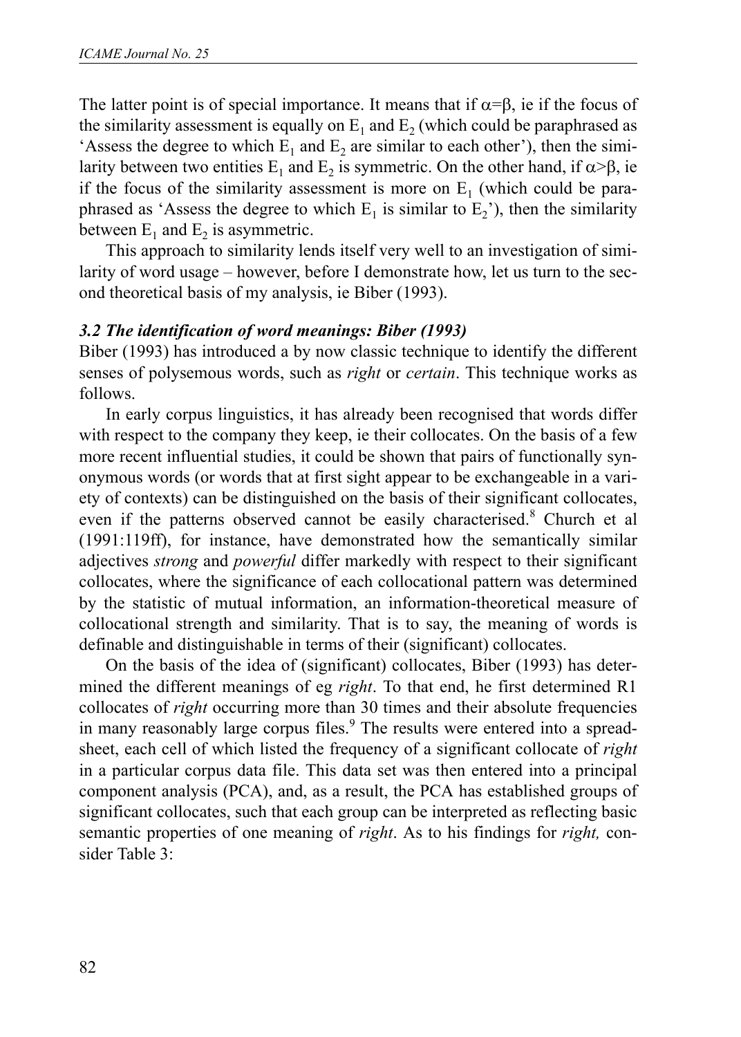The latter point is of special importance. It means that if $\alpha=\beta$, ie if the focus of the similarity assessment is equally on $E_1$ and $E_2$ (which could be paraphrased as 'Assess the degree to which $E_1$ and $E_2$ are similar to each other'), then the similarity between two entities $E_1$ and $E_2$ is symmetric. On the other hand, if $\alpha>\beta$, ie if the focus of the similarity assessment is more on $E_1$ (which could be paraphrased as 'Assess the degree to which $E_1$ is similar to $E_2$'), then the similarity between $E_1$ and $E_2$ is asymmetric.

This approach to similarity lends itself very well to an investigation of similarity of word usage – however, before I demonstrate how, let us turn to the second theoretical basis of my analysis, ie Biber (1993).

### *3.2 The identification of word meanings: Biber (1993)*

Biber (1993) has introduced a by now classic technique to identify the different senses of polysemous words, such as *right* or *certain*. This technique works as follows.

In early corpus linguistics, it has already been recognised that words differ with respect to the company they keep, ie their collocates. On the basis of a few more recent influential studies, it could be shown that pairs of functionally synonymous words (or words that at first sight appear to be exchangeable in a variety of contexts) can be distinguished on the basis of their significant collocates, even if the patterns observed cannot be easily characterised.[8] Church et al (1991:119ff), for instance, have demonstrated how the semantically similar adjectives *strong* and *powerful* differ markedly with respect to their significant collocates, where the significance of each collocational pattern was determined by the statistic of mutual information, an information-theoretical measure of collocational strength and similarity. That is to say, the meaning of words is definable and distinguishable in terms of their (significant) collocates.

On the basis of the idea of (significant) collocates, Biber (1993) has determined the different meanings of eg *right*. To that end, he first determined R1 collocates of *right* occurring more than 30 times and their absolute frequencies in many reasonably large corpus files.[9] The results were entered into a spreadsheet, each cell of which listed the frequency of a significant collocate of *right* in a particular corpus data file. This data set was then entered into a principal component analysis (PCA), and, as a result, the PCA has established groups of significant collocates, such that each group can be interpreted as reflecting basic semantic properties of one meaning of *right*. As to his findings for *right,* consider Table 3: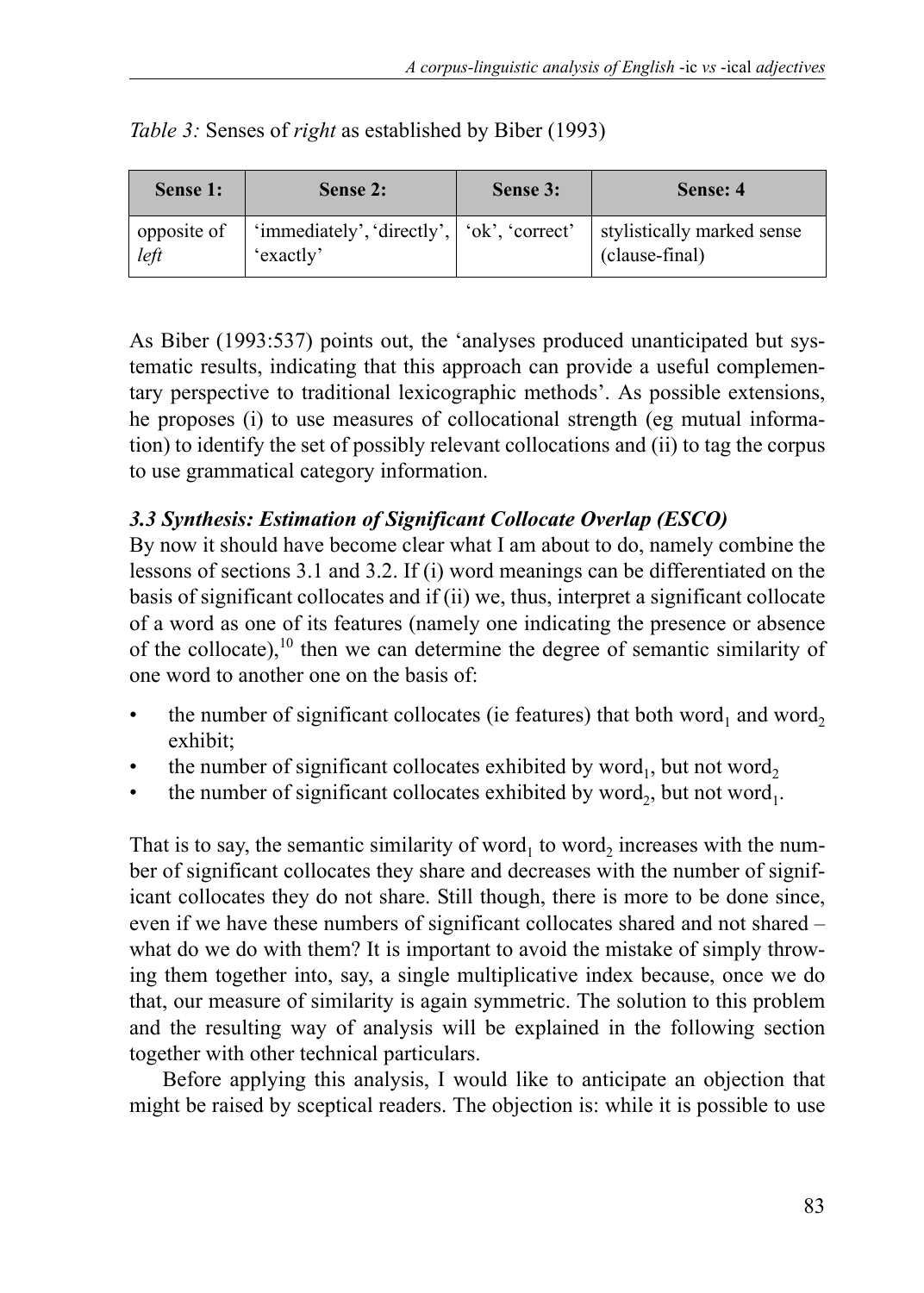*Table 3:* Senses of *right* as established by Biber (1993)

| Sense 1: | Sense 2: | Sense 3: | Sense: 4 |
|---|---|---|---|
| opposite of *left* | 'immediately', 'directly', 'exactly' | 'ok', 'correct' | stylistically marked sense (clause-final) |

As Biber (1993:537) points out, the 'analyses produced unanticipated but systematic results, indicating that this approach can provide a useful complementary perspective to traditional lexicographic methods'. As possible extensions, he proposes (i) to use measures of collocational strength (eg mutual information) to identify the set of possibly relevant collocations and (ii) to tag the corpus to use grammatical category information.

### *3.3 Synthesis: Estimation of Significant Collocate Overlap (ESCO)*

By now it should have become clear what I am about to do, namely combine the lessons of sections 3.1 and 3.2. If (i) word meanings can be differentiated on the basis of significant collocates and if (ii) we, thus, interpret a significant collocate of a word as one of its features (namely one indicating the presence or absence of the collocate),[10] then we can determine the degree of semantic similarity of one word to another one on the basis of:

- the number of significant collocates (ie features) that both $word_1$ and $word_2$ exhibit;
- the number of significant collocates exhibited by $word_1$, but not $word_2$
- the number of significant collocates exhibited by $word_2$, but not $word_1$.

That is to say, the semantic similarity of $word_1$ to $word_2$ increases with the number of significant collocates they share and decreases with the number of significant collocates they do not share. Still though, there is more to be done since, even if we have these numbers of significant collocates shared and not shared – what do we do with them? It is important to avoid the mistake of simply throwing them together into, say, a single multiplicative index because, once we do that, our measure of similarity is again symmetric. The solution to this problem and the resulting way of analysis will be explained in the following section together with other technical particulars.

Before applying this analysis, I would like to anticipate an objection that might be raised by sceptical readers. The objection is: while it is possible to use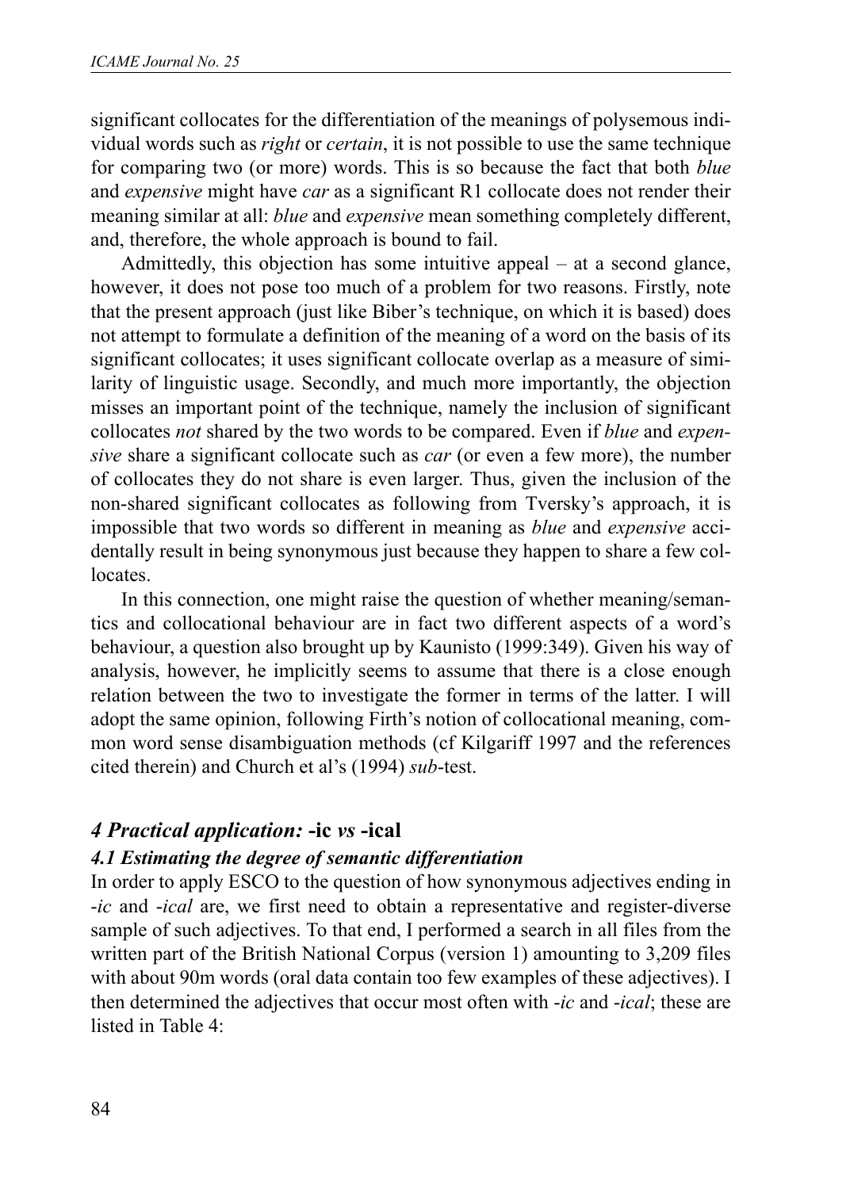significant collocates for the differentiation of the meanings of polysemous individual words such as *right* or *certain*, it is not possible to use the same technique for comparing two (or more) words. This is so because the fact that both *blue* and *expensive* might have *car* as a significant R1 collocate does not render their meaning similar at all: *blue* and *expensive* mean something completely different, and, therefore, the whole approach is bound to fail.

Admittedly, this objection has some intuitive appeal – at a second glance, however, it does not pose too much of a problem for two reasons. Firstly, note that the present approach (just like Biber's technique, on which it is based) does not attempt to formulate a definition of the meaning of a word on the basis of its significant collocates; it uses significant collocate overlap as a measure of similarity of linguistic usage. Secondly, and much more importantly, the objection misses an important point of the technique, namely the inclusion of significant collocates *not* shared by the two words to be compared. Even if *blue* and *expensive* share a significant collocate such as *car* (or even a few more), the number of collocates they do not share is even larger. Thus, given the inclusion of the non-shared significant collocates as following from Tversky's approach, it is impossible that two words so different in meaning as *blue* and *expensive* accidentally result in being synonymous just because they happen to share a few collocates.

In this connection, one might raise the question of whether meaning/semantics and collocational behaviour are in fact two different aspects of a word's behaviour, a question also brought up by Kaunisto (1999:349). Given his way of analysis, however, he implicitly seems to assume that there is a close enough relation between the two to investigate the former in terms of the latter. I will adopt the same opinion, following Firth's notion of collocational meaning, common word sense disambiguation methods (cf Kilgariff 1997 and the references cited therein) and Church et al's (1994) *sub*-test.

## *4 Practical application:* -ic *vs* -ical

### *4.1 Estimating the degree of semantic differentiation*

In order to apply ESCO to the question of how synonymous adjectives ending in *-ic* and *-ical* are, we first need to obtain a representative and register-diverse sample of such adjectives. To that end, I performed a search in all files from the written part of the British National Corpus (version 1) amounting to 3,209 files with about 90m words (oral data contain too few examples of these adjectives). I then determined the adjectives that occur most often with *-ic* and *-ical*; these are listed in Table 4: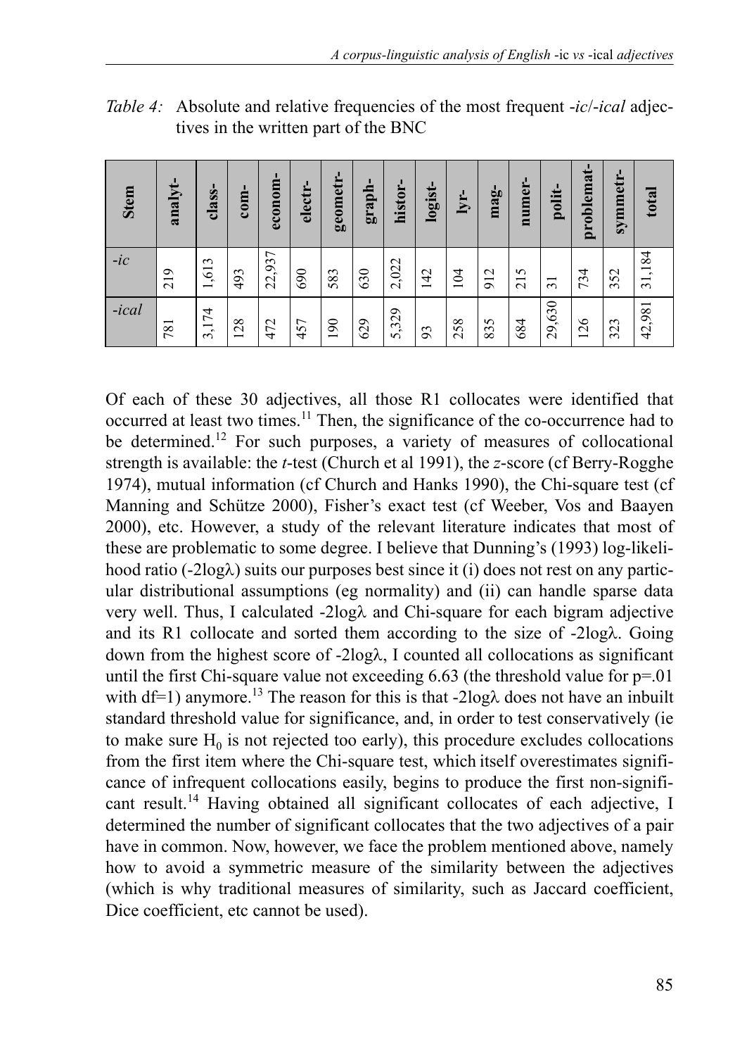*Table 4:* Absolute and relative frequencies of the most frequent *-ic*/*-ical* adjectives in the written part of the BNC

| Stem | analyt- | class- | com- | econom- | electr- | geometr- | graph- | histor- | logist- | lyr- | mag- | numer- | polit- | problemat- | symmetr- | total |
|---|---|---|---|---|---|---|---|---|---|---|---|---|---|---|---|---|
| *-ic* | 219 | 1,613 | 493 | 22,937 | 690 | 583 | 630 | 2,022 | 142 | 104 | 912 | 215 | 31 | 734 | 352 | 31,184 |
| *-ical* | 781 | 3,174 | 128 | 472 | 457 | 190 | 629 | 5,329 | 93 | 258 | 835 | 684 | 29,630 | 126 | 323 | 42,981 |

Of each of these 30 adjectives, all those R1 collocates were identified that occurred at least two times.[11] Then, the significance of the co-occurrence had to be determined.[12] For such purposes, a variety of measures of collocational strength is available: the *t*-test (Church et al 1991), the *z*-score (cf Berry-Rogghe 1974), mutual information (cf Church and Hanks 1990), the Chi-square test (cf Manning and Schütze 2000), Fisher's exact test (cf Weeber, Vos and Baayen 2000), etc. However, a study of the relevant literature indicates that most of these are problematic to some degree. I believe that Dunning's (1993) log-likelihood ratio (-2logλ) suits our purposes best since it (i) does not rest on any particular distributional assumptions (eg normality) and (ii) can handle sparse data very well. Thus, I calculated -2logλ and Chi-square for each bigram adjective and its R1 collocate and sorted them according to the size of -2logλ. Going down from the highest score of -2logλ, I counted all collocations as significant until the first Chi-square value not exceeding 6.63 (the threshold value for p=.01 with df=1) anymore.[13] The reason for this is that -2logλ does not have an inbuilt standard threshold value for significance, and, in order to test conservatively (ie to make sure $H_0$ is not rejected too early), this procedure excludes collocations from the first item where the Chi-square test, which itself overestimates significance of infrequent collocations easily, begins to produce the first non-significant result.[14] Having obtained all significant collocates of each adjective, I determined the number of significant collocates that the two adjectives of a pair have in common. Now, however, we face the problem mentioned above, namely how to avoid a symmetric measure of the similarity between the adjectives (which is why traditional measures of similarity, such as Jaccard coefficient, Dice coefficient, etc cannot be used).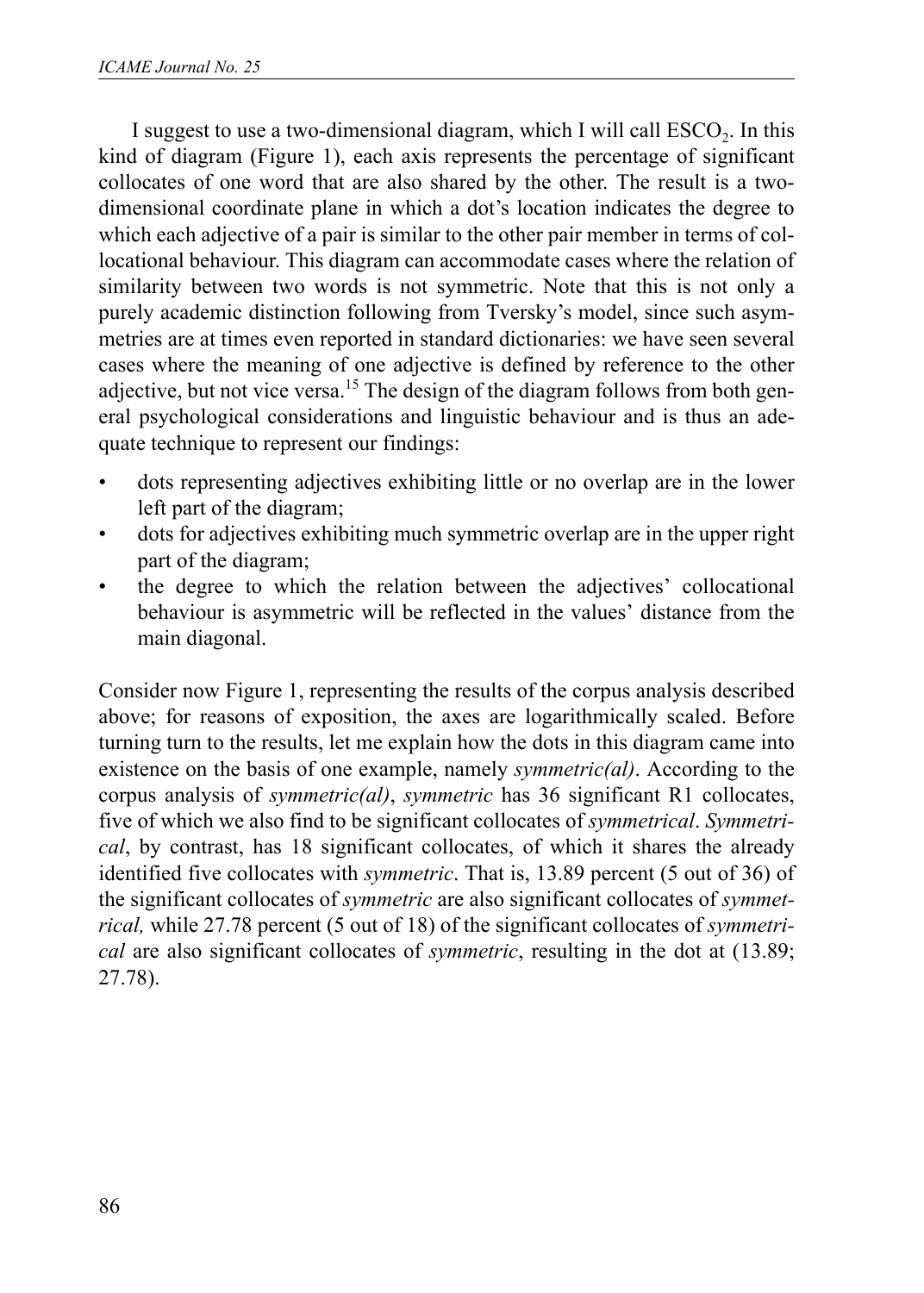I suggest to use a two-dimensional diagram, which I will call $ESCO_2$. In this kind of diagram (Figure 1), each axis represents the percentage of significant collocates of one word that are also shared by the other. The result is a two-dimensional coordinate plane in which a dot's location indicates the degree to which each adjective of a pair is similar to the other pair member in terms of collocational behaviour. This diagram can accommodate cases where the relation of similarity between two words is not symmetric. Note that this is not only a purely academic distinction following from Tversky's model, since such asymmetries are at times even reported in standard dictionaries: we have seen several cases where the meaning of one adjective is defined by reference to the other adjective, but not vice versa.[15] The design of the diagram follows from both general psychological considerations and linguistic behaviour and is thus an adequate technique to represent our findings:

- dots representing adjectives exhibiting little or no overlap are in the lower left part of the diagram;
- dots for adjectives exhibiting much symmetric overlap are in the upper right part of the diagram;
- the degree to which the relation between the adjectives' collocational behaviour is asymmetric will be reflected in the values' distance from the main diagonal.

Consider now Figure 1, representing the results of the corpus analysis described above; for reasons of exposition, the axes are logarithmically scaled. Before turning turn to the results, let me explain how the dots in this diagram came into existence on the basis of one example, namely *symmetric(al)*. According to the corpus analysis of *symmetric(al)*, *symmetric* has 36 significant R1 collocates, five of which we also find to be significant collocates of *symmetrical*. *Symmetrical*, by contrast, has 18 significant collocates, of which it shares the already identified five collocates with *symmetric*. That is, 13.89 percent (5 out of 36) of the significant collocates of *symmetric* are also significant collocates of *symmetrical,* while 27.78 percent (5 out of 18) of the significant collocates of *symmetrical* are also significant collocates of *symmetric*, resulting in the dot at (13.89; 27.78).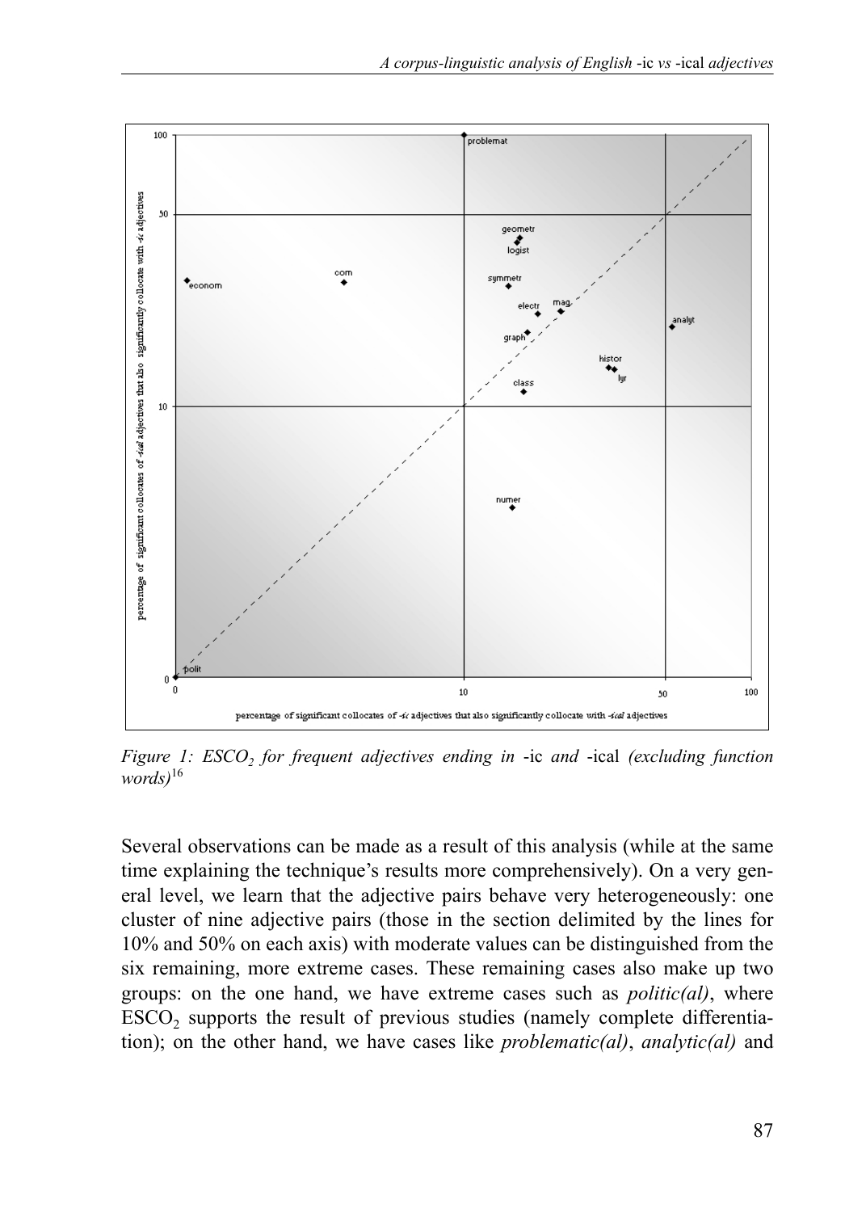*Figure 1: ESCO$_2$ for frequent adjectives ending in* -ic *and* -ical *(excluding function words)*[16]

Several observations can be made as a result of this analysis (while at the same time explaining the technique's results more comprehensively). On a very general level, we learn that the adjective pairs behave very heterogeneously: one cluster of nine adjective pairs (those in the section delimited by the lines for 10% and 50% on each axis) with moderate values can be distinguished from the six remaining, more extreme cases. These remaining cases also make up two groups: on the one hand, we have extreme cases such as *politic(al)*, where ESCO$_2$ supports the result of previous studies (namely complete differentiation); on the other hand, we have cases like *problematic(al)*, *analytic(al)* and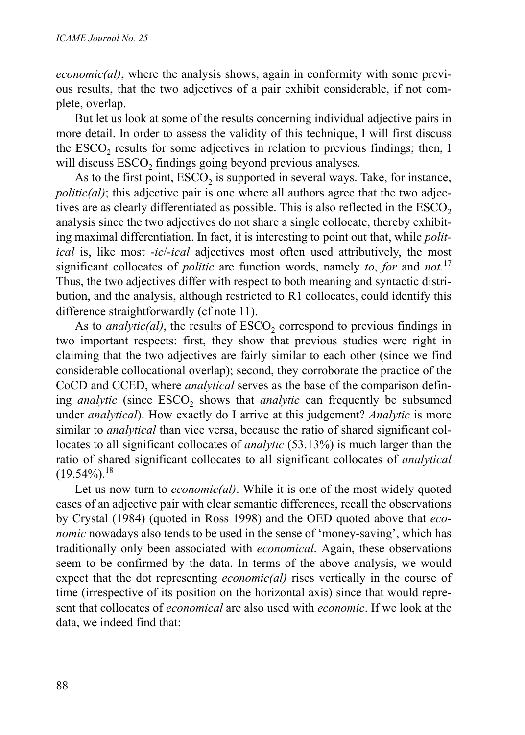*economic(al)*, where the analysis shows, again in conformity with some previous results, that the two adjectives of a pair exhibit considerable, if not complete, overlap.

But let us look at some of the results concerning individual adjective pairs in more detail. In order to assess the validity of this technique, I will first discuss the $ESCO_2$ results for some adjectives in relation to previous findings; then, I will discuss $ESCO_2$ findings going beyond previous analyses.

As to the first point, $ESCO_2$ is supported in several ways. Take, for instance, *politic(al)*; this adjective pair is one where all authors agree that the two adjectives are as clearly differentiated as possible. This is also reflected in the $ESCO_2$ analysis since the two adjectives do not share a single collocate, thereby exhibiting maximal differentiation. In fact, it is interesting to point out that, while *political* is, like most -*ic*/-*ical* adjectives most often used attributively, the most significant collocates of *politic* are function words, namely *to*, *for* and *not*.[17] Thus, the two adjectives differ with respect to both meaning and syntactic distribution, and the analysis, although restricted to R1 collocates, could identify this difference straightforwardly (cf note 11).

As to *analytic(al)*, the results of $ESCO_2$ correspond to previous findings in two important respects: first, they show that previous studies were right in claiming that the two adjectives are fairly similar to each other (since we find considerable collocational overlap); second, they corroborate the practice of the CoCD and CCED, where *analytical* serves as the base of the comparison defining *analytic* (since $ESCO_2$ shows that *analytic* can frequently be subsumed under *analytical*). How exactly do I arrive at this judgement? *Analytic* is more similar to *analytical* than vice versa, because the ratio of shared significant collocates to all significant collocates of *analytic* (53.13%) is much larger than the ratio of shared significant collocates to all significant collocates of *analytical* (19.54%).[18]

Let us now turn to *economic(al)*. While it is one of the most widely quoted cases of an adjective pair with clear semantic differences, recall the observations by Crystal (1984) (quoted in Ross 1998) and the OED quoted above that *economic* nowadays also tends to be used in the sense of 'money-saving', which has traditionally only been associated with *economical*. Again, these observations seem to be confirmed by the data. In terms of the above analysis, we would expect that the dot representing *economic(al)* rises vertically in the course of time (irrespective of its position on the horizontal axis) since that would represent that collocates of *economical* are also used with *economic*. If we look at the data, we indeed find that: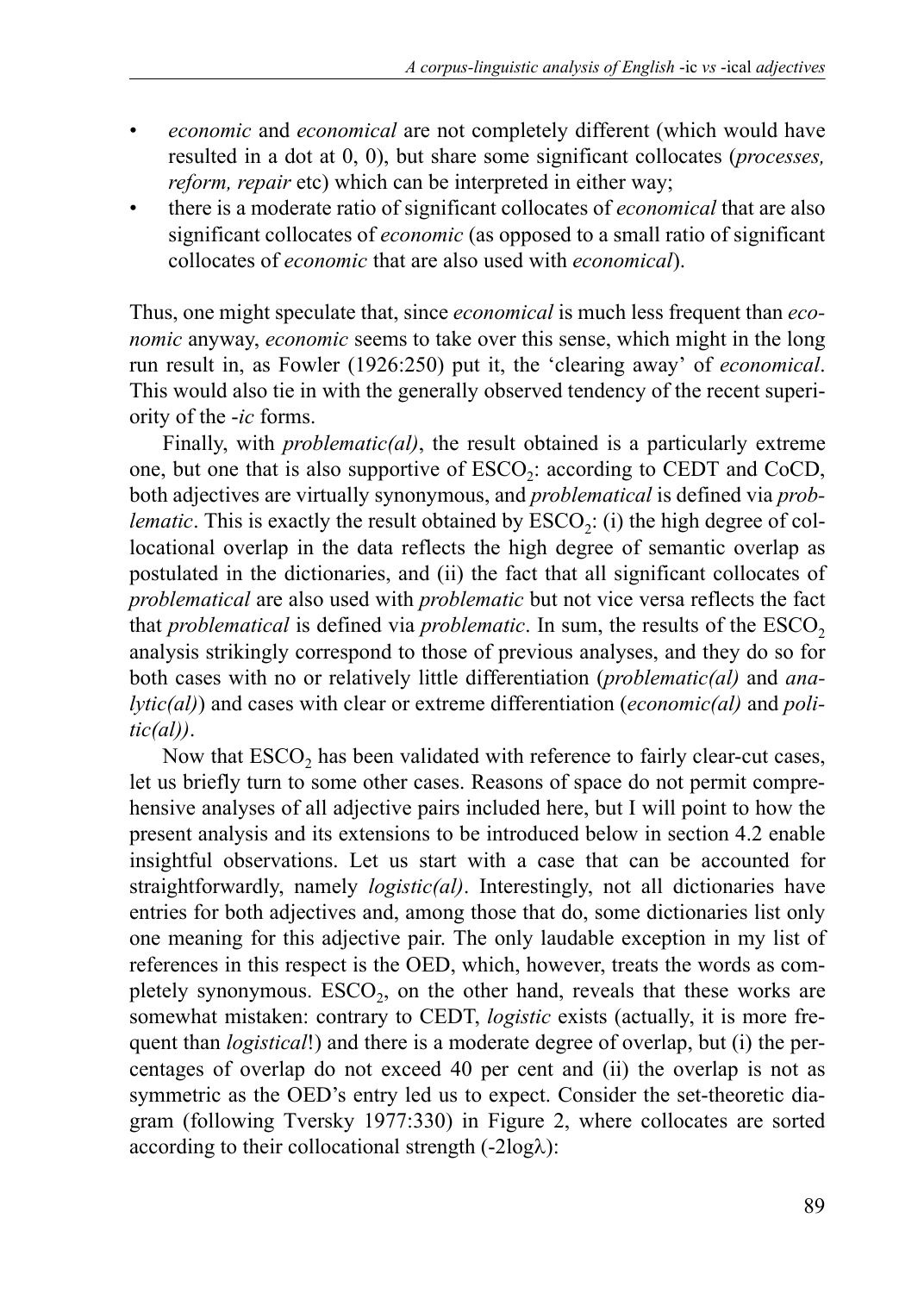- *economic* and *economical* are not completely different (which would have resulted in a dot at 0, 0), but share some significant collocates (*processes, reform, repair* etc) which can be interpreted in either way;
- there is a moderate ratio of significant collocates of *economical* that are also significant collocates of *economic* (as opposed to a small ratio of significant collocates of *economic* that are also used with *economical*).

Thus, one might speculate that, since *economical* is much less frequent than *economic* anyway, *economic* seems to take over this sense, which might in the long run result in, as Fowler (1926:250) put it, the 'clearing away' of *economical*. This would also tie in with the generally observed tendency of the recent superiority of the *-ic* forms.

Finally, with *problematic(al)*, the result obtained is a particularly extreme one, but one that is also supportive of $ESCO_2$: according to CEDT and CoCD, both adjectives are virtually synonymous, and *problematical* is defined via *problematic*. This is exactly the result obtained by $ESCO_2$: (i) the high degree of collocational overlap in the data reflects the high degree of semantic overlap as postulated in the dictionaries, and (ii) the fact that all significant collocates of *problematical* are also used with *problematic* but not vice versa reflects the fact that *problematical* is defined via *problematic*. In sum, the results of the $ESCO_2$ analysis strikingly correspond to those of previous analyses, and they do so for both cases with no or relatively little differentiation (*problematic(al)* and *analytic(al)*) and cases with clear or extreme differentiation (*economic(al)* and *politic(al))*.

Now that $ESCO_2$ has been validated with reference to fairly clear-cut cases, let us briefly turn to some other cases. Reasons of space do not permit comprehensive analyses of all adjective pairs included here, but I will point to how the present analysis and its extensions to be introduced below in section 4.2 enable insightful observations. Let us start with a case that can be accounted for straightforwardly, namely *logistic(al)*. Interestingly, not all dictionaries have entries for both adjectives and, among those that do, some dictionaries list only one meaning for this adjective pair. The only laudable exception in my list of references in this respect is the OED, which, however, treats the words as completely synonymous. $ESCO_2$, on the other hand, reveals that these works are somewhat mistaken: contrary to CEDT, *logistic* exists (actually, it is more frequent than *logistical*!) and there is a moderate degree of overlap, but (i) the percentages of overlap do not exceed 40 per cent and (ii) the overlap is not as symmetric as the OED's entry led us to expect. Consider the set-theoretic diagram (following Tversky 1977:330) in Figure 2, where collocates are sorted according to their collocational strength ($-2\log\lambda$):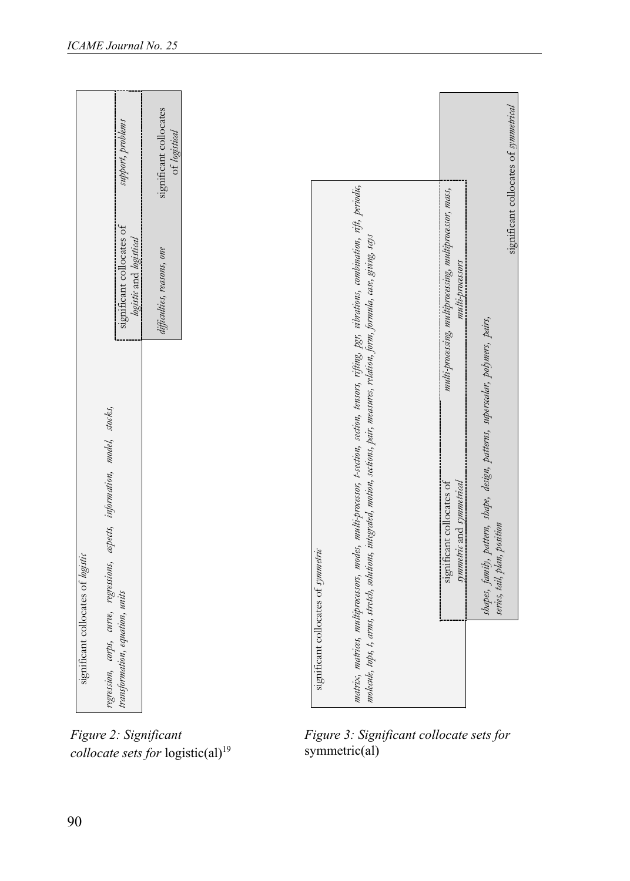significant collocates of *logistic*

*regression, corps, curve, regressions, aspects, information, model, stocks, transformation, equation, units*

significant collocates of *logistic* and *logistical*

*support, problems*

significant collocates of *logistical*

*difficulties, reasons, one*

*Figure 2: Significant collocate sets for* logistic(al)[19]

significant collocates of *symmetric*

*matrix, matrices, multiprocessors, modes, multi-processor, t-section, section, tensors, rifting, pgr, vibrations, combination, rfr, periodic, molecule, tops, t, arms, stretch, solutions, integrated, motion, sections, pair, measures, relation, form, formula, case, giving, says*

significant collocates of *symmetric* and *symmetrical*

*multi-processing, multiprocessing, multiprocessor, mass, multi-processors*

significant collocates of *symmetrical*

*shapes, family, pattern, shape, design, patterns, superscalar, polymers, pairs, series, tail, plan, position*

*Figure 3: Significant collocate sets for* symmetric(al)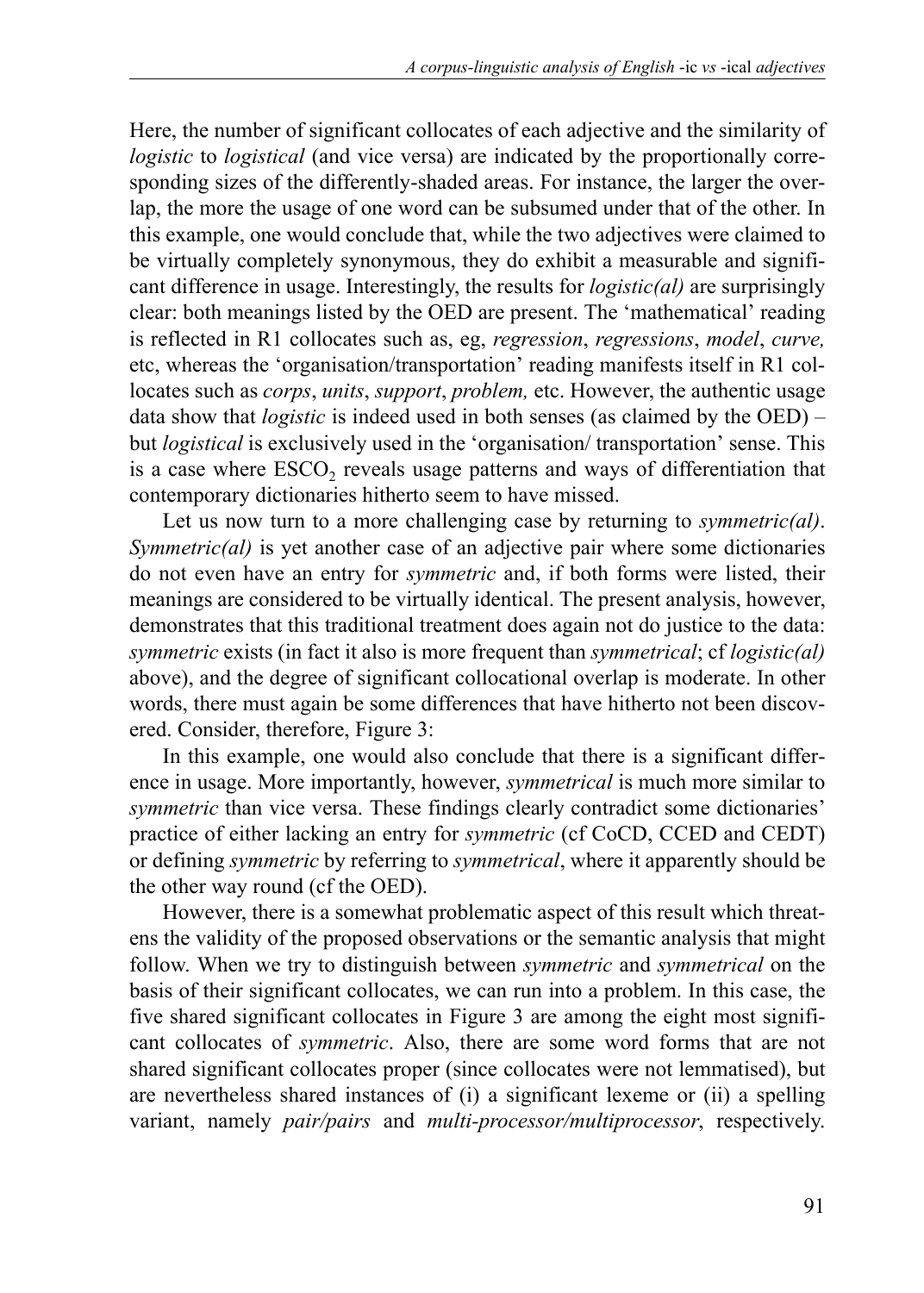Here, the number of significant collocates of each adjective and the similarity of *logistic* to *logistical* (and vice versa) are indicated by the proportionally corresponding sizes of the differently-shaded areas. For instance, the larger the overlap, the more the usage of one word can be subsumed under that of the other. In this example, one would conclude that, while the two adjectives were claimed to be virtually completely synonymous, they do exhibit a measurable and significant difference in usage. Interestingly, the results for *logistic(al)* are surprisingly clear: both meanings listed by the OED are present. The 'mathematical' reading is reflected in R1 collocates such as, eg, *regression*, *regressions*, *model*, *curve,* etc, whereas the 'organisation/transportation' reading manifests itself in R1 collocates such as *corps*, *units*, *support*, *problem,* etc. However, the authentic usage data show that *logistic* is indeed used in both senses (as claimed by the OED) – but *logistical* is exclusively used in the 'organisation/ transportation' sense. This is a case where $ESCO_2$ reveals usage patterns and ways of differentiation that contemporary dictionaries hitherto seem to have missed.

Let us now turn to a more challenging case by returning to *symmetric(al)*. *Symmetric(al)* is yet another case of an adjective pair where some dictionaries do not even have an entry for *symmetric* and, if both forms were listed, their meanings are considered to be virtually identical. The present analysis, however, demonstrates that this traditional treatment does again not do justice to the data: *symmetric* exists (in fact it also is more frequent than *symmetrical*; cf *logistic(al)* above), and the degree of significant collocational overlap is moderate. In other words, there must again be some differences that have hitherto not been discovered. Consider, therefore, Figure 3:

In this example, one would also conclude that there is a significant difference in usage. More importantly, however, *symmetrical* is much more similar to *symmetric* than vice versa. These findings clearly contradict some dictionaries' practice of either lacking an entry for *symmetric* (cf CoCD, CCED and CEDT) or defining *symmetric* by referring to *symmetrical*, where it apparently should be the other way round (cf the OED).

However, there is a somewhat problematic aspect of this result which threatens the validity of the proposed observations or the semantic analysis that might follow. When we try to distinguish between *symmetric* and *symmetrical* on the basis of their significant collocates, we can run into a problem. In this case, the five shared significant collocates in Figure 3 are among the eight most significant collocates of *symmetric*. Also, there are some word forms that are not shared significant collocates proper (since collocates were not lemmatised), but are nevertheless shared instances of (i) a significant lexeme or (ii) a spelling variant, namely *pair/pairs* and *multi-processor/multiprocessor*, respectively.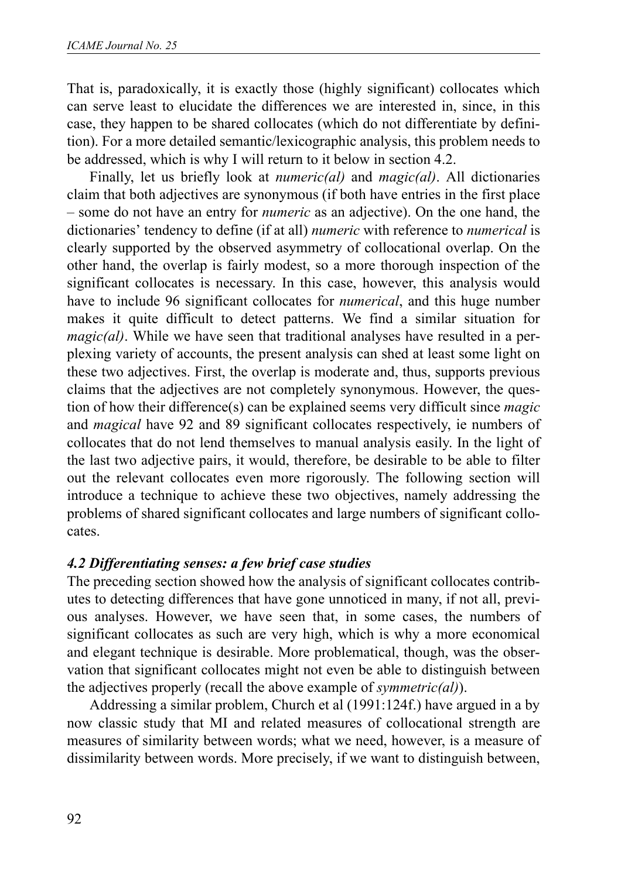That is, paradoxically, it is exactly those (highly significant) collocates which can serve least to elucidate the differences we are interested in, since, in this case, they happen to be shared collocates (which do not differentiate by definition). For a more detailed semantic/lexicographic analysis, this problem needs to be addressed, which is why I will return to it below in section 4.2.

Finally, let us briefly look at *numeric(al)* and *magic(al)*. All dictionaries claim that both adjectives are synonymous (if both have entries in the first place – some do not have an entry for *numeric* as an adjective). On the one hand, the dictionaries' tendency to define (if at all) *numeric* with reference to *numerical* is clearly supported by the observed asymmetry of collocational overlap. On the other hand, the overlap is fairly modest, so a more thorough inspection of the significant collocates is necessary. In this case, however, this analysis would have to include 96 significant collocates for *numerical*, and this huge number makes it quite difficult to detect patterns. We find a similar situation for *magic(al)*. While we have seen that traditional analyses have resulted in a perplexing variety of accounts, the present analysis can shed at least some light on these two adjectives. First, the overlap is moderate and, thus, supports previous claims that the adjectives are not completely synonymous. However, the question of how their difference(s) can be explained seems very difficult since *magic* and *magical* have 92 and 89 significant collocates respectively, ie numbers of collocates that do not lend themselves to manual analysis easily. In the light of the last two adjective pairs, it would, therefore, be desirable to be able to filter out the relevant collocates even more rigorously. The following section will introduce a technique to achieve these two objectives, namely addressing the problems of shared significant collocates and large numbers of significant collocates.

### *4.2 Differentiating senses: a few brief case studies*

The preceding section showed how the analysis of significant collocates contributes to detecting differences that have gone unnoticed in many, if not all, previous analyses. However, we have seen that, in some cases, the numbers of significant collocates as such are very high, which is why a more economical and elegant technique is desirable. More problematical, though, was the observation that significant collocates might not even be able to distinguish between the adjectives properly (recall the above example of *symmetric(al)*).

Addressing a similar problem, Church et al (1991:124f.) have argued in a by now classic study that MI and related measures of collocational strength are measures of similarity between words; what we need, however, is a measure of dissimilarity between words. More precisely, if we want to distinguish between,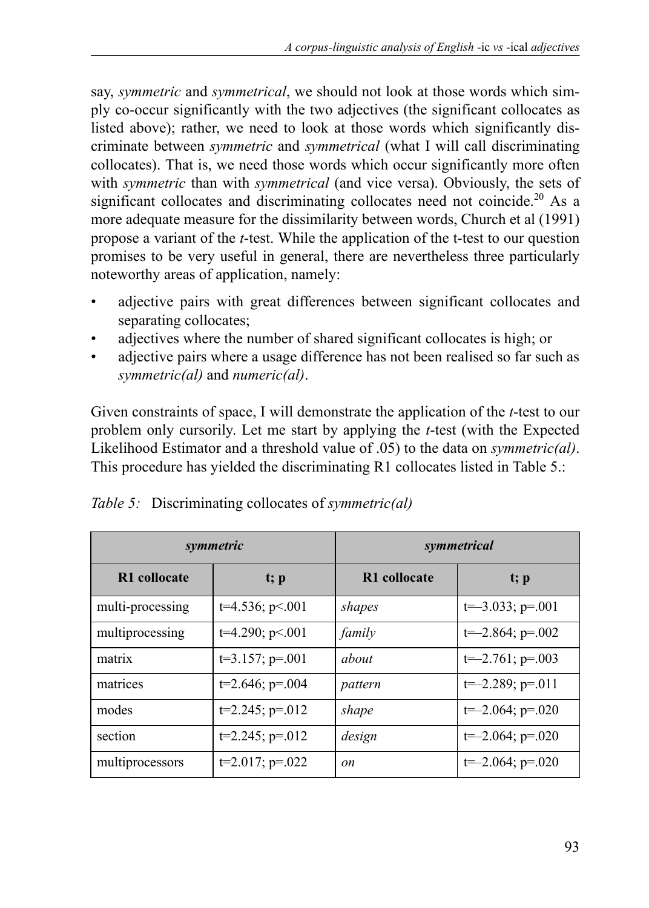say, *symmetric* and *symmetrical*, we should not look at those words which simply co-occur significantly with the two adjectives (the significant collocates as listed above); rather, we need to look at those words which significantly discriminate between *symmetric* and *symmetrical* (what I will call discriminating collocates). That is, we need those words which occur significantly more often with *symmetric* than with *symmetrical* (and vice versa). Obviously, the sets of significant collocates and discriminating collocates need not coincide.[20] As a more adequate measure for the dissimilarity between words, Church et al (1991) propose a variant of the *t*-test. While the application of the t-test to our question promises to be very useful in general, there are nevertheless three particularly noteworthy areas of application, namely:

- adjective pairs with great differences between significant collocates and separating collocates;
- adjectives where the number of shared significant collocates is high; or
- adjective pairs where a usage difference has not been realised so far such as *symmetric(al)* and *numeric(al)*.

Given constraints of space, I will demonstrate the application of the *t*-test to our problem only cursorily. Let me start by applying the *t*-test (with the Expected Likelihood Estimator and a threshold value of .05) to the data on *symmetric(al)*. This procedure has yielded the discriminating R1 collocates listed in Table 5.:

*Table 5:* Discriminating collocates of *symmetric(al)*

| ***symmetric*** | | ***symmetrical*** | |
|---|---|---|---|
| **R1 collocate** | **t; p** | **R1 collocate** | **t; p** |
| multi-processing | t=4.536; p<.001 | *shapes* | t=–3.033; p=.001 |
| multiprocessing | t=4.290; p<.001 | *family* | t=–2.864; p=.002 |
| matrix | t=3.157; p=.001 | *about* | t=–2.761; p=.003 |
| matrices | t=2.646; p=.004 | *pattern* | t=–2.289; p=.011 |
| modes | t=2.245; p=.012 | *shape* | t=–2.064; p=.020 |
| section | t=2.245; p=.012 | *design* | t=–2.064; p=.020 |
| multiprocessors | t=2.017; p=.022 | *on* | t=–2.064; p=.020 |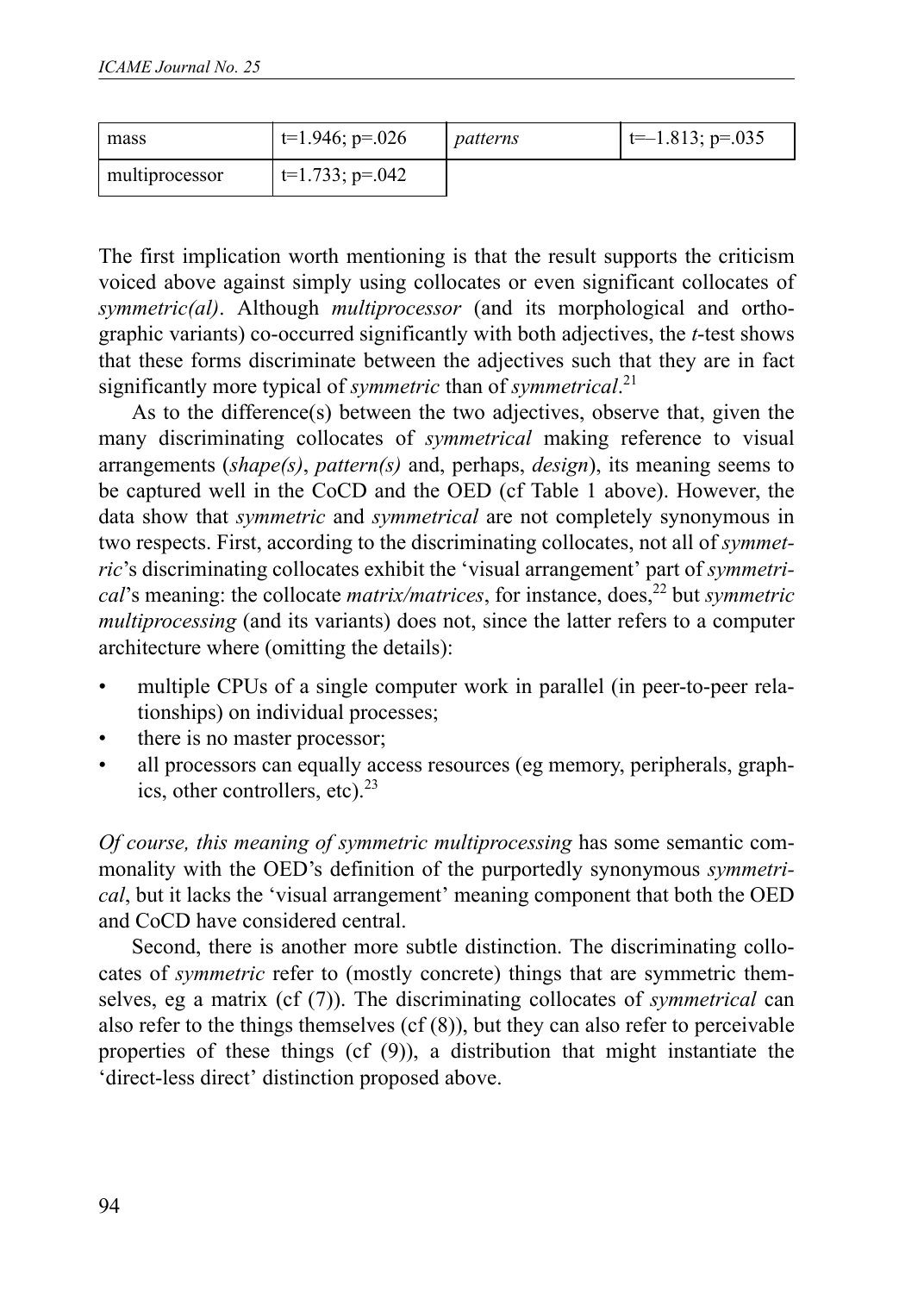| mass | t=1.946; p=.026 | *patterns* | t=–1.813; p=.035 |
|---|---|---|---|
| multiprocessor | t=1.733; p=.042 | | |

The first implication worth mentioning is that the result supports the criticism voiced above against simply using collocates or even significant collocates of *symmetric(al)*. Although *multiprocessor* (and its morphological and orthographic variants) co-occurred significantly with both adjectives, the *t*-test shows that these forms discriminate between the adjectives such that they are in fact significantly more typical of *symmetric* than of *symmetrical*.[21]

As to the difference(s) between the two adjectives, observe that, given the many discriminating collocates of *symmetrical* making reference to visual arrangements (*shape(s)*, *pattern(s)* and, perhaps, *design*), its meaning seems to be captured well in the CoCD and the OED (cf Table 1 above). However, the data show that *symmetric* and *symmetrical* are not completely synonymous in two respects. First, according to the discriminating collocates, not all of *symmetric*'s discriminating collocates exhibit the 'visual arrangement' part of *symmetrical*'s meaning: the collocate *matrix/matrices*, for instance, does,[22] but *symmetric multiprocessing* (and its variants) does not, since the latter refers to a computer architecture where (omitting the details):

- multiple CPUs of a single computer work in parallel (in peer-to-peer relationships) on individual processes;
- there is no master processor;
- all processors can equally access resources (eg memory, peripherals, graphics, other controllers, etc).[23]

*Of course, this meaning of symmetric multiprocessing* has some semantic commonality with the OED's definition of the purportedly synonymous *symmetrical*, but it lacks the 'visual arrangement' meaning component that both the OED and CoCD have considered central.

Second, there is another more subtle distinction. The discriminating collocates of *symmetric* refer to (mostly concrete) things that are symmetric themselves, eg a matrix (cf (7)). The discriminating collocates of *symmetrical* can also refer to the things themselves (cf (8)), but they can also refer to perceivable properties of these things (cf (9)), a distribution that might instantiate the 'direct-less direct' distinction proposed above.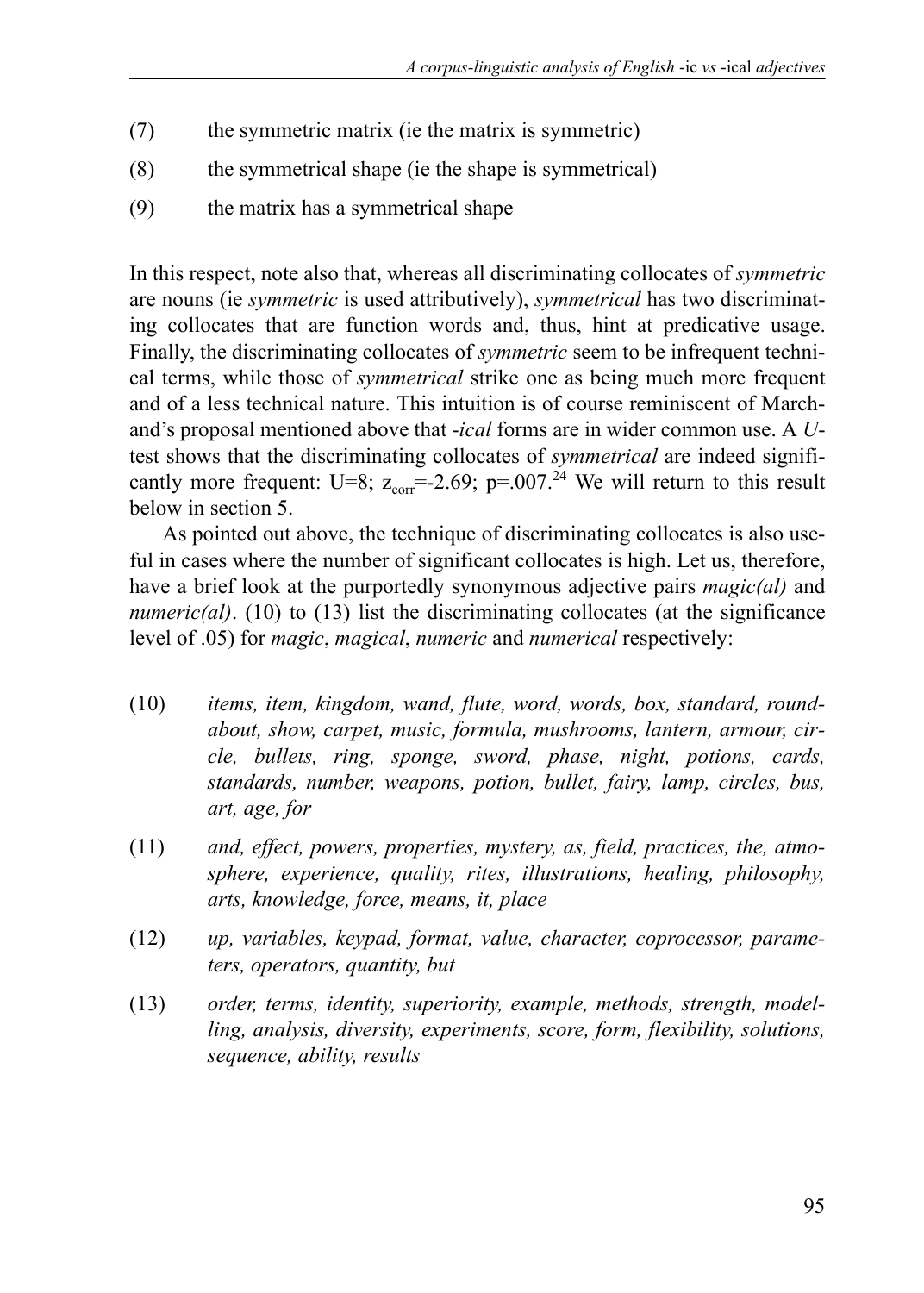(7) the symmetric matrix (ie the matrix is symmetric)

(8) the symmetrical shape (ie the shape is symmetrical)

(9) the matrix has a symmetrical shape

In this respect, note also that, whereas all discriminating collocates of *symmetric* are nouns (ie *symmetric* is used attributively), *symmetrical* has two discriminating collocates that are function words and, thus, hint at predicative usage. Finally, the discriminating collocates of *symmetric* seem to be infrequent technical terms, while those of *symmetrical* strike one as being much more frequent and of a less technical nature. This intuition is of course reminiscent of Marchand's proposal mentioned above that *-ical* forms are in wider common use. A *U*-test shows that the discriminating collocates of *symmetrical* are indeed significantly more frequent: U=8; $z_{corr}$=-2.69; p=.007.[24] We will return to this result below in section 5.

As pointed out above, the technique of discriminating collocates is also useful in cases where the number of significant collocates is high. Let us, therefore, have a brief look at the purportedly synonymous adjective pairs *magic(al)* and *numeric(al)*. (10) to (13) list the discriminating collocates (at the significance level of .05) for *magic*, *magical*, *numeric* and *numerical* respectively:

(10) *items, item, kingdom, wand, flute, word, words, box, standard, roundabout, show, carpet, music, formula, mushrooms, lantern, armour, circle, bullets, ring, sponge, sword, phase, night, potions, cards, standards, number, weapons, potion, bullet, fairy, lamp, circles, bus, art, age, for*

(11) *and, effect, powers, properties, mystery, as, field, practices, the, atmosphere, experience, quality, rites, illustrations, healing, philosophy, arts, knowledge, force, means, it, place*

(12) *up, variables, keypad, format, value, character, coprocessor, parameters, operators, quantity, but*

(13) *order, terms, identity, superiority, example, methods, strength, modelling, analysis, diversity, experiments, score, form, flexibility, solutions, sequence, ability, results*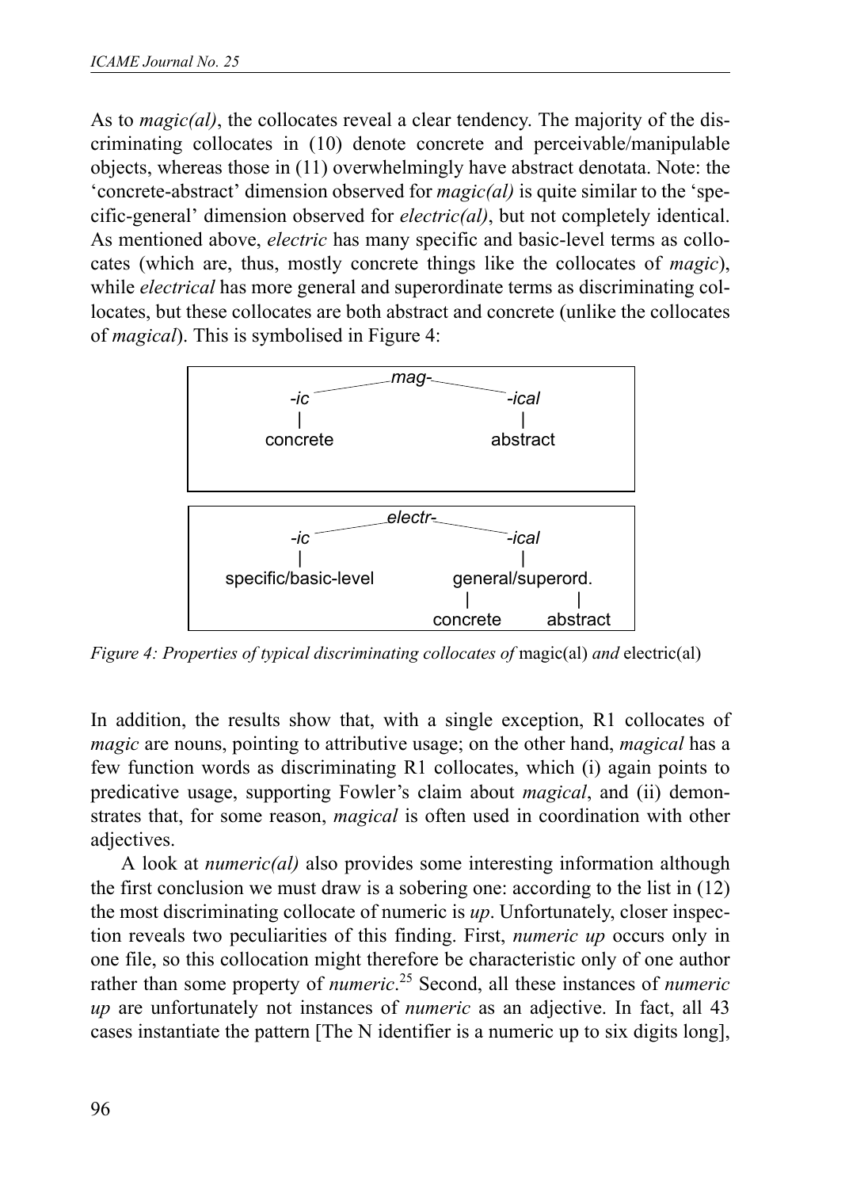As to *magic(al)*, the collocates reveal a clear tendency. The majority of the discriminating collocates in (10) denote concrete and perceivable/manipulable objects, whereas those in (11) overwhelmingly have abstract denotata. Note: the 'concrete-abstract' dimension observed for *magic(al)* is quite similar to the 'specific-general' dimension observed for *electric(al)*, but not completely identical. As mentioned above, *electric* has many specific and basic-level terms as collocates (which are, thus, mostly concrete things like the collocates of *magic*), while *electrical* has more general and superordinate terms as discriminating collocates, but these collocates are both abstract and concrete (unlike the collocates of *magical*). This is symbolised in Figure 4:

```
                 mag-
        -ic               -ical
         |                  |
      concrete           abstract

                 electr-
        -ic               -ical
         |                  |
specific/basic-level   general/superord.
                         |          |
                      concrete   abstract
```

*Figure 4: Properties of typical discriminating collocates of* magic(al) *and* electric(al)

In addition, the results show that, with a single exception, R1 collocates of *magic* are nouns, pointing to attributive usage; on the other hand, *magical* has a few function words as discriminating R1 collocates, which (i) again points to predicative usage, supporting Fowler's claim about *magical*, and (ii) demonstrates that, for some reason, *magical* is often used in coordination with other adjectives.

A look at *numeric(al)* also provides some interesting information although the first conclusion we must draw is a sobering one: according to the list in (12) the most discriminating collocate of numeric is *up*. Unfortunately, closer inspection reveals two peculiarities of this finding. First, *numeric up* occurs only in one file, so this collocation might therefore be characteristic only of one author rather than some property of *numeric*.[25] Second, all these instances of *numeric up* are unfortunately not instances of *numeric* as an adjective. In fact, all 43 cases instantiate the pattern [The N identifier is a numeric up to six digits long],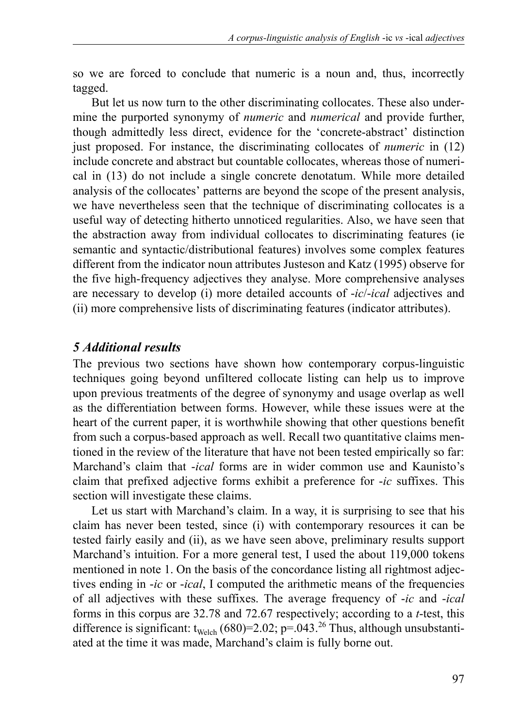so we are forced to conclude that numeric is a noun and, thus, incorrectly tagged.

But let us now turn to the other discriminating collocates. These also undermine the purported synonymy of *numeric* and *numerical* and provide further, though admittedly less direct, evidence for the 'concrete-abstract' distinction just proposed. For instance, the discriminating collocates of *numeric* in (12) include concrete and abstract but countable collocates, whereas those of numerical in (13) do not include a single concrete denotatum. While more detailed analysis of the collocates' patterns are beyond the scope of the present analysis, we have nevertheless seen that the technique of discriminating collocates is a useful way of detecting hitherto unnoticed regularities. Also, we have seen that the abstraction away from individual collocates to discriminating features (ie semantic and syntactic/distributional features) involves some complex features different from the indicator noun attributes Justeson and Katz (1995) observe for the five high-frequency adjectives they analyse. More comprehensive analyses are necessary to develop (i) more detailed accounts of -*ic*/-*ical* adjectives and (ii) more comprehensive lists of discriminating features (indicator attributes).

## *5 Additional results*

The previous two sections have shown how contemporary corpus-linguistic techniques going beyond unfiltered collocate listing can help us to improve upon previous treatments of the degree of synonymy and usage overlap as well as the differentiation between forms. However, while these issues were at the heart of the current paper, it is worthwhile showing that other questions benefit from such a corpus-based approach as well. Recall two quantitative claims mentioned in the review of the literature that have not been tested empirically so far: Marchand's claim that -*ical* forms are in wider common use and Kaunisto's claim that prefixed adjective forms exhibit a preference for -*ic* suffixes. This section will investigate these claims.

Let us start with Marchand's claim. In a way, it is surprising to see that his claim has never been tested, since (i) with contemporary resources it can be tested fairly easily and (ii), as we have seen above, preliminary results support Marchand's intuition. For a more general test, I used the about 119,000 tokens mentioned in note 1. On the basis of the concordance listing all rightmost adjectives ending in -*ic* or -*ical*, I computed the arithmetic means of the frequencies of all adjectives with these suffixes. The average frequency of -*ic* and -*ical* forms in this corpus are 32.78 and 72.67 respectively; according to a *t*-test, this difference is significant: $t_{\text{Welch}}(680)=2.02$; $p=.043$.[26] Thus, although unsubstantiated at the time it was made, Marchand's claim is fully borne out.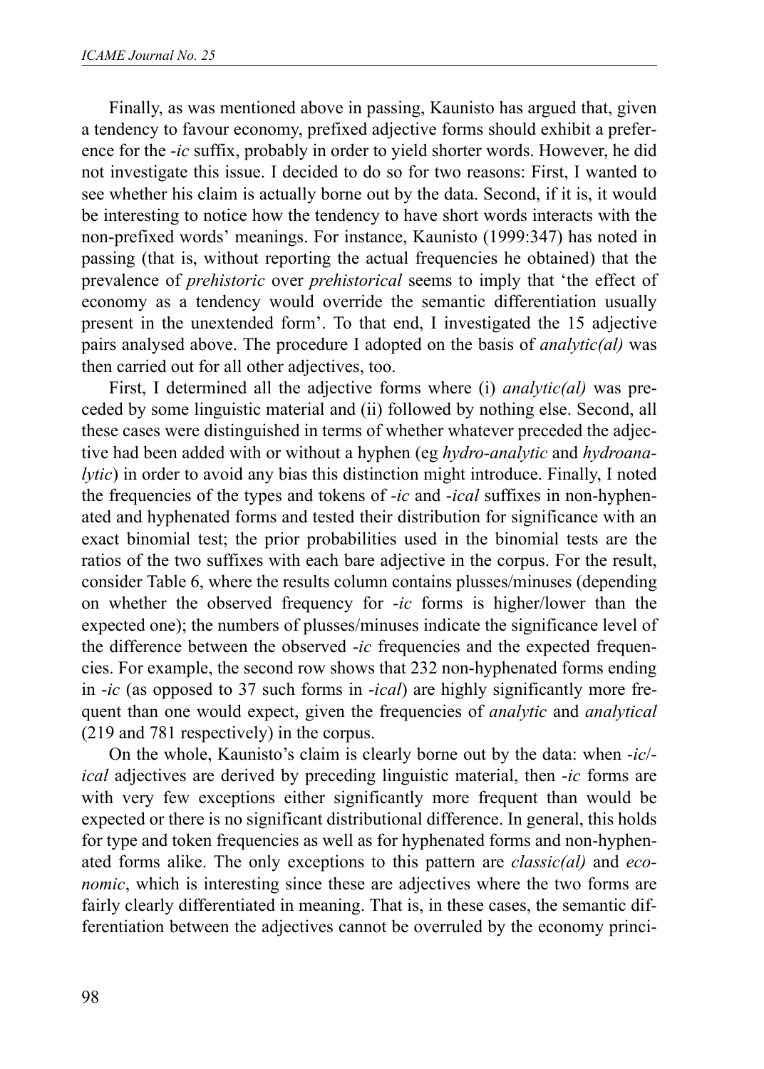Finally, as was mentioned above in passing, Kaunisto has argued that, given a tendency to favour economy, prefixed adjective forms should exhibit a preference for the *-ic* suffix, probably in order to yield shorter words. However, he did not investigate this issue. I decided to do so for two reasons: First, I wanted to see whether his claim is actually borne out by the data. Second, if it is, it would be interesting to notice how the tendency to have short words interacts with the non-prefixed words' meanings. For instance, Kaunisto (1999:347) has noted in passing (that is, without reporting the actual frequencies he obtained) that the prevalence of *prehistoric* over *prehistorical* seems to imply that 'the effect of economy as a tendency would override the semantic differentiation usually present in the unextended form'. To that end, I investigated the 15 adjective pairs analysed above. The procedure I adopted on the basis of *analytic(al)* was then carried out for all other adjectives, too.

First, I determined all the adjective forms where (i) *analytic(al)* was preceded by some linguistic material and (ii) followed by nothing else. Second, all these cases were distinguished in terms of whether whatever preceded the adjective had been added with or without a hyphen (eg *hydro-analytic* and *hydroanalytic*) in order to avoid any bias this distinction might introduce. Finally, I noted the frequencies of the types and tokens of *-ic* and *-ical* suffixes in non-hyphenated and hyphenated forms and tested their distribution for significance with an exact binomial test; the prior probabilities used in the binomial tests are the ratios of the two suffixes with each bare adjective in the corpus. For the result, consider Table 6, where the results column contains plusses/minuses (depending on whether the observed frequency for *-ic* forms is higher/lower than the expected one); the numbers of plusses/minuses indicate the significance level of the difference between the observed *-ic* frequencies and the expected frequencies. For example, the second row shows that 232 non-hyphenated forms ending in *-ic* (as opposed to 37 such forms in *-ical*) are highly significantly more frequent than one would expect, given the frequencies of *analytic* and *analytical* (219 and 781 respectively) in the corpus.

On the whole, Kaunisto's claim is clearly borne out by the data: when *-ic*/*-ical* adjectives are derived by preceding linguistic material, then *-ic* forms are with very few exceptions either significantly more frequent than would be expected or there is no significant distributional difference. In general, this holds for type and token frequencies as well as for hyphenated forms and non-hyphenated forms alike. The only exceptions to this pattern are *classic(al)* and *economic*, which is interesting since these are adjectives where the two forms are fairly clearly differentiated in meaning. That is, in these cases, the semantic differentiation between the adjectives cannot be overruled by the economy princi-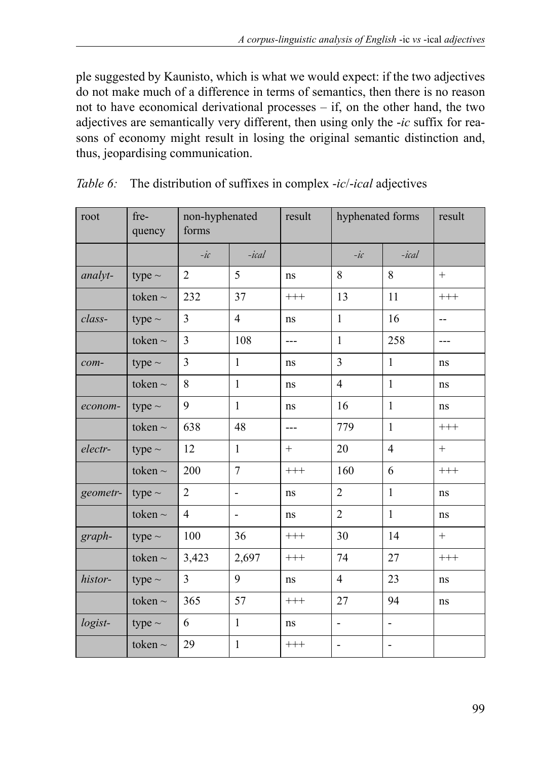ple suggested by Kaunisto, which is what we would expect: if the two adjectives do not make much of a difference in terms of semantics, then there is no reason not to have economical derivational processes – if, on the other hand, the two adjectives are semantically very different, then using only the *-ic* suffix for reasons of economy might result in losing the original semantic distinction and, thus, jeopardising communication.

*Table 6:* The distribution of suffixes in complex *-ic*/*-ical* adjectives

| root | fre-quency | non-hyphenated forms | | result | hyphenated forms | | result |
|---|---|---|---|---|---|---|---|
| | | *-ic* | *-ical* | | *-ic* | *-ical* | |
| *analyt-* | type ~ | 2 | 5 | ns | 8 | 8 | + |
| | token ~ | 232 | 37 | +++ | 13 | 11 | +++ |
| *class-* | type ~ | 3 | 4 | ns | 1 | 16 | -- |
| | token ~ | 3 | 108 | --- | 1 | 258 | --- |
| *com-* | type ~ | 3 | 1 | ns | 3 | 1 | ns |
| | token ~ | 8 | 1 | ns | 4 | 1 | ns |
| *econom-* | type ~ | 9 | 1 | ns | 16 | 1 | ns |
| | token ~ | 638 | 48 | --- | 779 | 1 | +++ |
| *electr-* | type ~ | 12 | 1 | + | 20 | 4 | + |
| | token ~ | 200 | 7 | +++ | 160 | 6 | +++ |
| *geometr-* | type ~ | 2 | - | ns | 2 | 1 | ns |
| | token ~ | 4 | - | ns | 2 | 1 | ns |
| *graph-* | type ~ | 100 | 36 | +++ | 30 | 14 | + |
| | token ~ | 3,423 | 2,697 | +++ | 74 | 27 | +++ |
| *histor-* | type ~ | 3 | 9 | ns | 4 | 23 | ns |
| | token ~ | 365 | 57 | +++ | 27 | 94 | ns |
| *logist-* | type ~ | 6 | 1 | ns | - | - | |
| | token ~ | 29 | 1 | +++ | - | - | |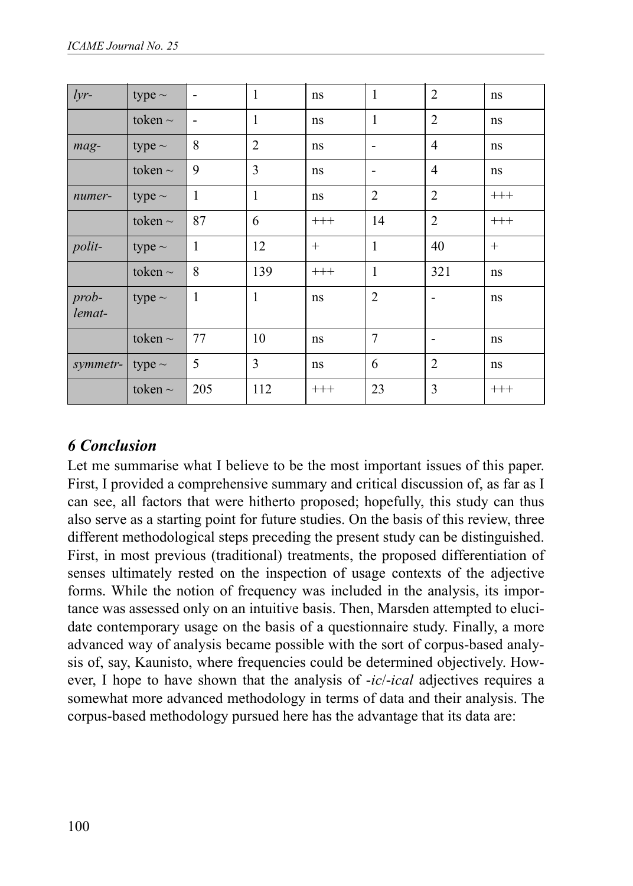| | | | | | | | |
|---|---|---|---|---|---|---|---|
| *lyr-* | type ~ | - | 1 | ns | 1 | 2 | ns |
| | token ~ | - | 1 | ns | 1 | 2 | ns |
| *mag-* | type ~ | 8 | 2 | ns | - | 4 | ns |
| | token ~ | 9 | 3 | ns | - | 4 | ns |
| *numer-* | type ~ | 1 | 1 | ns | 2 | 2 | +++ |
| | token ~ | 87 | 6 | +++ | 14 | 2 | +++ |
| *polit-* | type ~ | 1 | 12 | + | 1 | 40 | + |
| | token ~ | 8 | 139 | +++ | 1 | 321 | ns |
| *prob-lemat-* | type ~ | 1 | 1 | ns | 2 | - | ns |
| | token ~ | 77 | 10 | ns | 7 | - | ns |
| *symmetr-* | type ~ | 5 | 3 | ns | 6 | 2 | ns |
| | token ~ | 205 | 112 | +++ | 23 | 3 | +++ |

## *6 Conclusion*

Let me summarise what I believe to be the most important issues of this paper. First, I provided a comprehensive summary and critical discussion of, as far as I can see, all factors that were hitherto proposed; hopefully, this study can thus also serve as a starting point for future studies. On the basis of this review, three different methodological steps preceding the present study can be distinguished. First, in most previous (traditional) treatments, the proposed differentiation of senses ultimately rested on the inspection of usage contexts of the adjective forms. While the notion of frequency was included in the analysis, its importance was assessed only on an intuitive basis. Then, Marsden attempted to elucidate contemporary usage on the basis of a questionnaire study. Finally, a more advanced way of analysis became possible with the sort of corpus-based analysis of, say, Kaunisto, where frequencies could be determined objectively. However, I hope to have shown that the analysis of -*ic*/-*ical* adjectives requires a somewhat more advanced methodology in terms of data and their analysis. The corpus-based methodology pursued here has the advantage that its data are: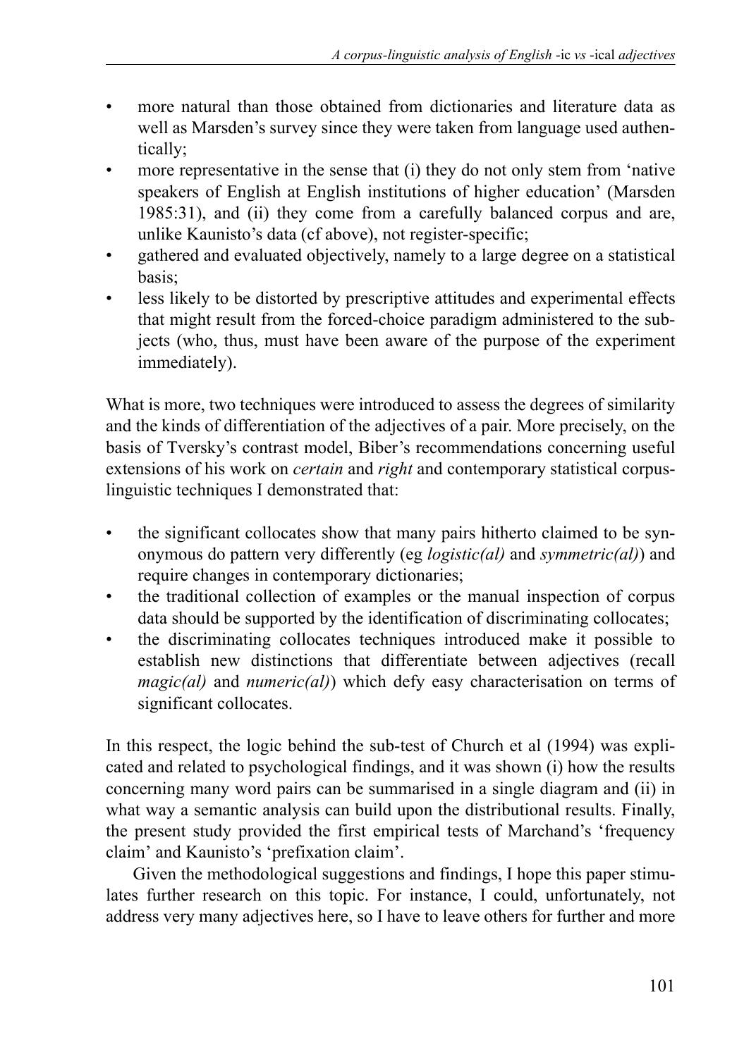- more natural than those obtained from dictionaries and literature data as well as Marsden's survey since they were taken from language used authentically;
- more representative in the sense that (i) they do not only stem from 'native speakers of English at English institutions of higher education' (Marsden 1985:31), and (ii) they come from a carefully balanced corpus and are, unlike Kaunisto's data (cf above), not register-specific;
- gathered and evaluated objectively, namely to a large degree on a statistical basis;
- less likely to be distorted by prescriptive attitudes and experimental effects that might result from the forced-choice paradigm administered to the subjects (who, thus, must have been aware of the purpose of the experiment immediately).

What is more, two techniques were introduced to assess the degrees of similarity and the kinds of differentiation of the adjectives of a pair. More precisely, on the basis of Tversky's contrast model, Biber's recommendations concerning useful extensions of his work on *certain* and *right* and contemporary statistical corpus-linguistic techniques I demonstrated that:

- the significant collocates show that many pairs hitherto claimed to be synonymous do pattern very differently (eg *logistic(al)* and *symmetric(al)*) and require changes in contemporary dictionaries;
- the traditional collection of examples or the manual inspection of corpus data should be supported by the identification of discriminating collocates;
- the discriminating collocates techniques introduced make it possible to establish new distinctions that differentiate between adjectives (recall *magic(al)* and *numeric(al)*) which defy easy characterisation on terms of significant collocates.

In this respect, the logic behind the sub-test of Church et al (1994) was explicated and related to psychological findings, and it was shown (i) how the results concerning many word pairs can be summarised in a single diagram and (ii) in what way a semantic analysis can build upon the distributional results. Finally, the present study provided the first empirical tests of Marchand's 'frequency claim' and Kaunisto's 'prefixation claim'.

Given the methodological suggestions and findings, I hope this paper stimulates further research on this topic. For instance, I could, unfortunately, not address very many adjectives here, so I have to leave others for further and more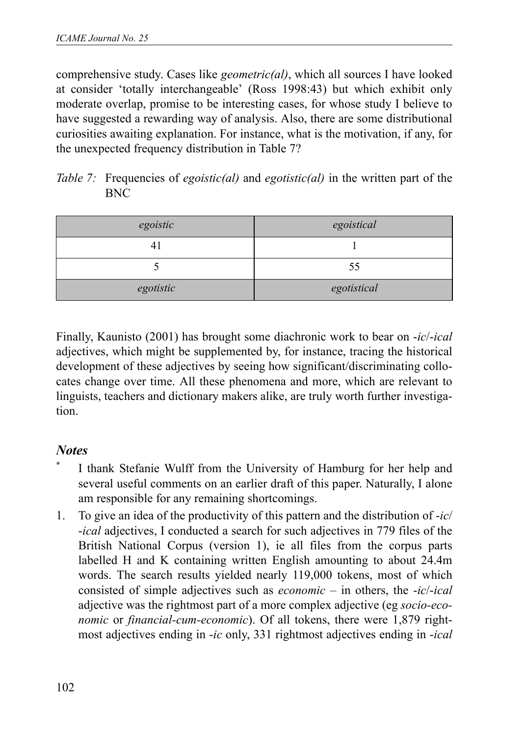comprehensive study. Cases like *geometric(al)*, which all sources I have looked at consider 'totally interchangeable' (Ross 1998:43) but which exhibit only moderate overlap, promise to be interesting cases, for whose study I believe to have suggested a rewarding way of analysis. Also, there are some distributional curiosities awaiting explanation. For instance, what is the motivation, if any, for the unexpected frequency distribution in Table 7?

*Table 7:* Frequencies of *egoistic(al)* and *egotistic(al)* in the written part of the BNC

| *egoistic* | *egoistical* |
|---|---|
| 41 | 1 |
| 5 | 55 |
| *egotistic* | *egotistical* |

Finally, Kaunisto (2001) has brought some diachronic work to bear on -*ic*/-*ical* adjectives, which might be supplemented by, for instance, tracing the historical development of these adjectives by seeing how significant/discriminating collocates change over time. All these phenomena and more, which are relevant to linguists, teachers and dictionary makers alike, are truly worth further investigation.

### *Notes*

\* I thank Stefanie Wulff from the University of Hamburg for her help and several useful comments on an earlier draft of this paper. Naturally, I alone am responsible for any remaining shortcomings.

1. To give an idea of the productivity of this pattern and the distribution of -*ic*/ -*ical* adjectives, I conducted a search for such adjectives in 779 files of the British National Corpus (version 1), ie all files from the corpus parts labelled H and K containing written English amounting to about 24.4m words. The search results yielded nearly 119,000 tokens, most of which consisted of simple adjectives such as *economic* – in others, the -*ic*/-*ical* adjective was the rightmost part of a more complex adjective (eg *socio-economic* or *financial-cum-economic*). Of all tokens, there were 1,879 rightmost adjectives ending in -*ic* only, 331 rightmost adjectives ending in -*ical*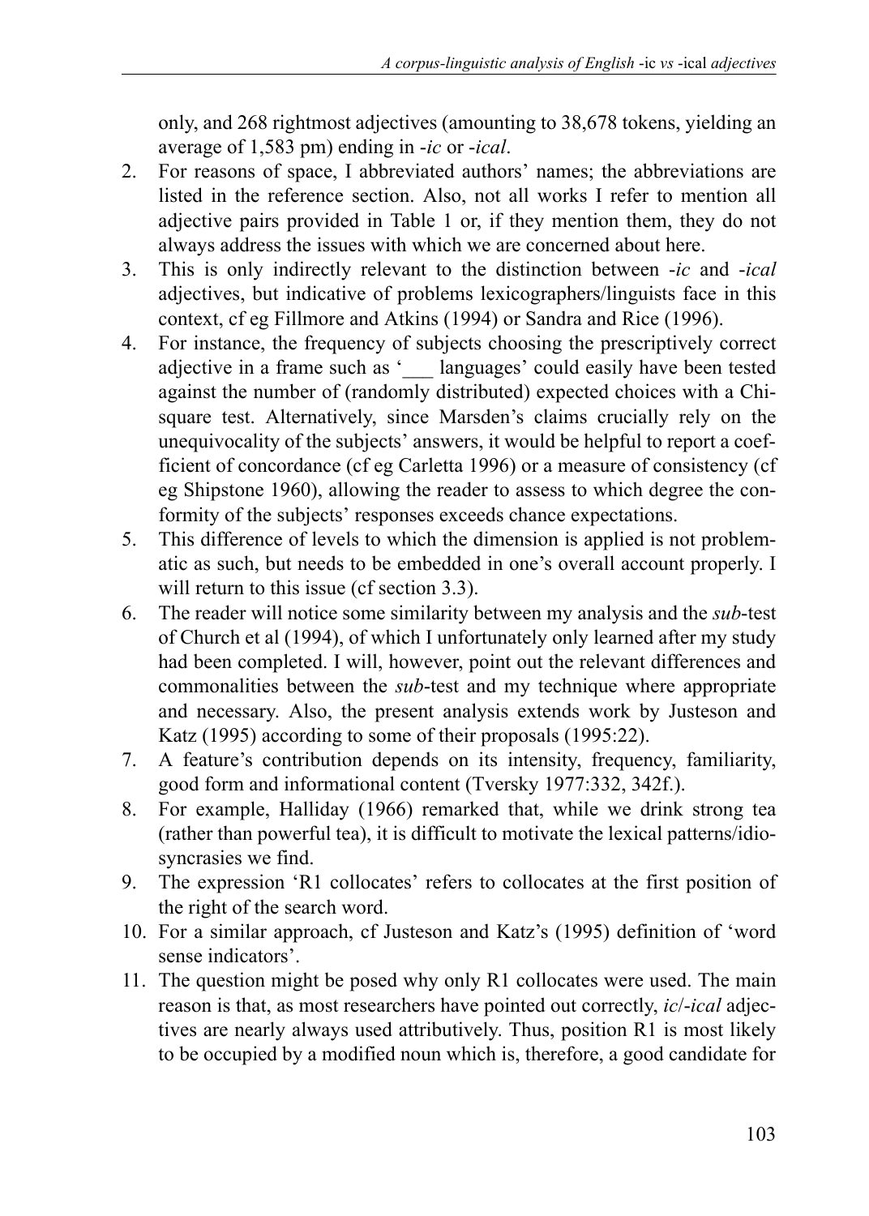only, and 268 rightmost adjectives (amounting to 38,678 tokens, yielding an average of 1,583 pm) ending in -*ic* or -*ical*.

2. For reasons of space, I abbreviated authors' names; the abbreviations are listed in the reference section. Also, not all works I refer to mention all adjective pairs provided in Table 1 or, if they mention them, they do not always address the issues with which we are concerned about here.
3. This is only indirectly relevant to the distinction between -*ic* and -*ical* adjectives, but indicative of problems lexicographers/linguists face in this context, cf eg Fillmore and Atkins (1994) or Sandra and Rice (1996).
4. For instance, the frequency of subjects choosing the prescriptively correct adjective in a frame such as '___ languages' could easily have been tested against the number of (randomly distributed) expected choices with a Chi-square test. Alternatively, since Marsden's claims crucially rely on the unequivocality of the subjects' answers, it would be helpful to report a coefficient of concordance (cf eg Carletta 1996) or a measure of consistency (cf eg Shipstone 1960), allowing the reader to assess to which degree the conformity of the subjects' responses exceeds chance expectations.
5. This difference of levels to which the dimension is applied is not problematic as such, but needs to be embedded in one's overall account properly. I will return to this issue (cf section 3.3).
6. The reader will notice some similarity between my analysis and the *sub*-test of Church et al (1994), of which I unfortunately only learned after my study had been completed. I will, however, point out the relevant differences and commonalities between the *sub*-test and my technique where appropriate and necessary. Also, the present analysis extends work by Justeson and Katz (1995) according to some of their proposals (1995:22).
7. A feature's contribution depends on its intensity, frequency, familiarity, good form and informational content (Tversky 1977:332, 342f.).
8. For example, Halliday (1966) remarked that, while we drink strong tea (rather than powerful tea), it is difficult to motivate the lexical patterns/idiosyncrasies we find.
9. The expression 'R1 collocates' refers to collocates at the first position of the right of the search word.
10. For a similar approach, cf Justeson and Katz's (1995) definition of 'word sense indicators'.
11. The question might be posed why only R1 collocates were used. The main reason is that, as most researchers have pointed out correctly, *ic*/-*ical* adjectives are nearly always used attributively. Thus, position R1 is most likely to be occupied by a modified noun which is, therefore, a good candidate for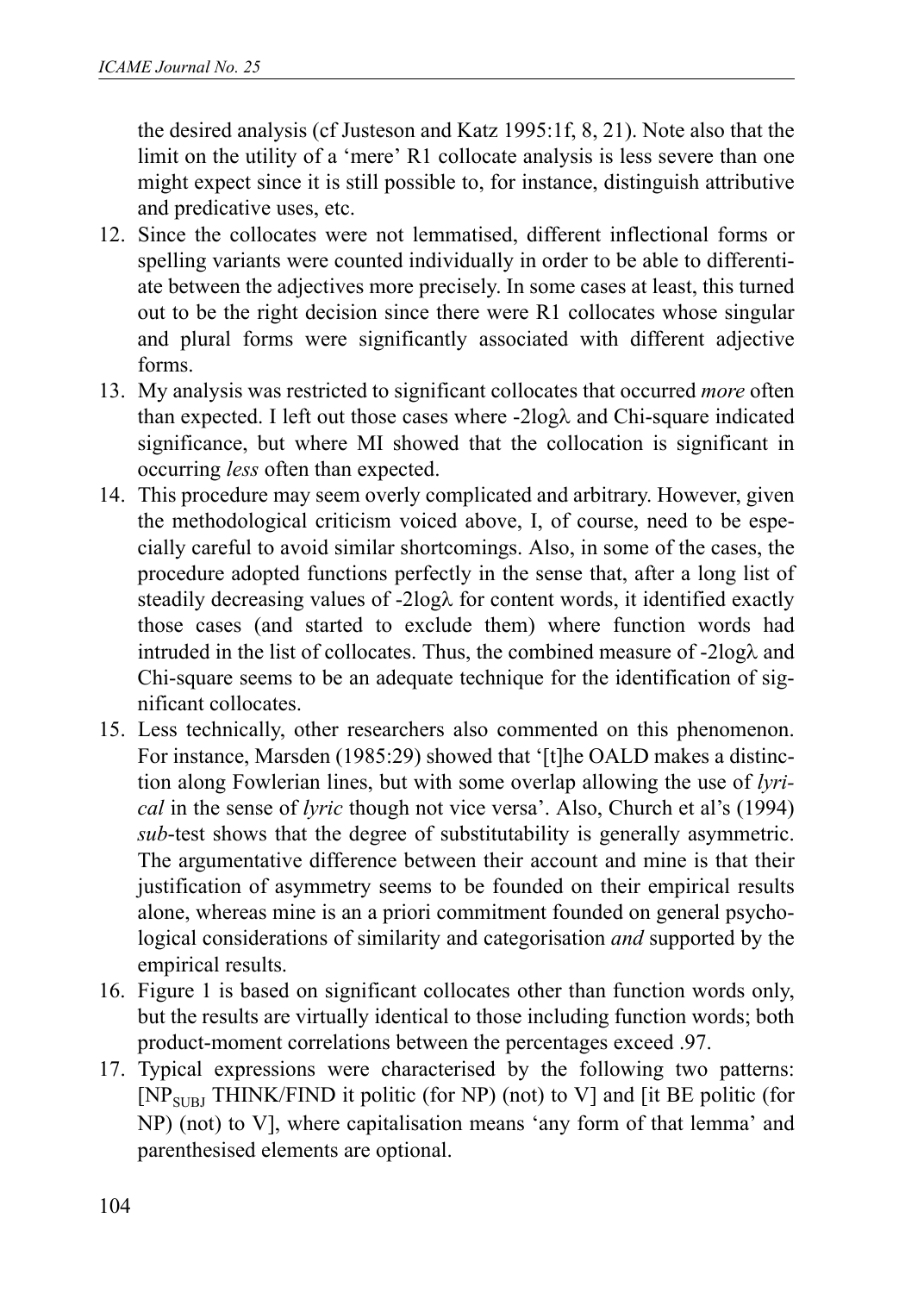the desired analysis (cf Justeson and Katz 1995:1f, 8, 21). Note also that the limit on the utility of a 'mere' R1 collocate analysis is less severe than one might expect since it is still possible to, for instance, distinguish attributive and predicative uses, etc.

12. Since the collocates were not lemmatised, different inflectional forms or spelling variants were counted individually in order to be able to differentiate between the adjectives more precisely. In some cases at least, this turned out to be the right decision since there were R1 collocates whose singular and plural forms were significantly associated with different adjective forms.
13. My analysis was restricted to significant collocates that occurred *more* often than expected. I left out those cases where -2logλ and Chi-square indicated significance, but where MI showed that the collocation is significant in occurring *less* often than expected.
14. This procedure may seem overly complicated and arbitrary. However, given the methodological criticism voiced above, I, of course, need to be especially careful to avoid similar shortcomings. Also, in some of the cases, the procedure adopted functions perfectly in the sense that, after a long list of steadily decreasing values of -2logλ for content words, it identified exactly those cases (and started to exclude them) where function words had intruded in the list of collocates. Thus, the combined measure of -2logλ and Chi-square seems to be an adequate technique for the identification of significant collocates.
15. Less technically, other researchers also commented on this phenomenon. For instance, Marsden (1985:29) showed that '[t]he OALD makes a distinction along Fowlerian lines, but with some overlap allowing the use of *lyrical* in the sense of *lyric* though not vice versa'. Also, Church et al's (1994) *sub*-test shows that the degree of substitutability is generally asymmetric. The argumentative difference between their account and mine is that their justification of asymmetry seems to be founded on their empirical results alone, whereas mine is an a priori commitment founded on general psychological considerations of similarity and categorisation *and* supported by the empirical results.
16. Figure 1 is based on significant collocates other than function words only, but the results are virtually identical to those including function words; both product-moment correlations between the percentages exceed .97.
17. Typical expressions were characterised by the following two patterns: [$NP_{SUBJ}$ THINK/FIND it politic (for NP) (not) to V] and [it BE politic (for NP) (not) to V], where capitalisation means 'any form of that lemma' and parenthesised elements are optional.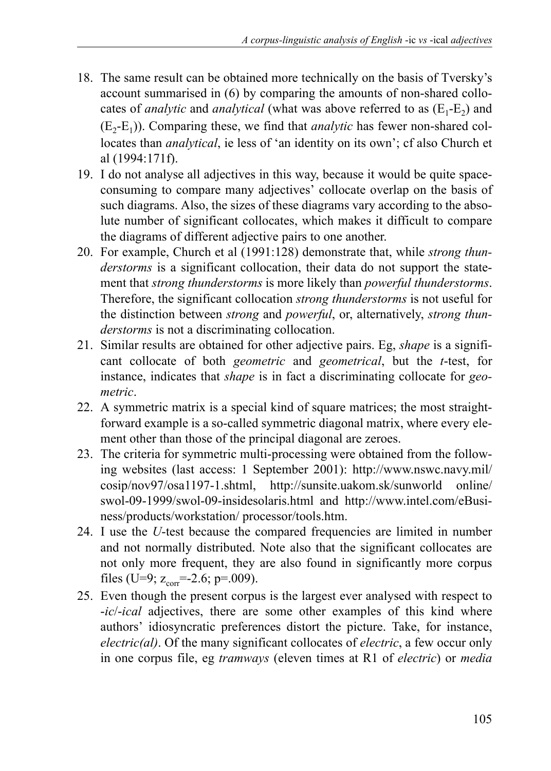18. The same result can be obtained more technically on the basis of Tversky's account summarised in (6) by comparing the amounts of non-shared collocates of *analytic* and *analytical* (what was above referred to as ($E_1$-$E_2$) and ($E_2$-$E_1$)). Comparing these, we find that *analytic* has fewer non-shared collocates than *analytical*, ie less of 'an identity on its own'; cf also Church et al (1994:171f).
19. I do not analyse all adjectives in this way, because it would be quite space-consuming to compare many adjectives' collocate overlap on the basis of such diagrams. Also, the sizes of these diagrams vary according to the absolute number of significant collocates, which makes it difficult to compare the diagrams of different adjective pairs to one another.
20. For example, Church et al (1991:128) demonstrate that, while *strong thunderstorms* is a significant collocation, their data do not support the statement that *strong thunderstorms* is more likely than *powerful thunderstorms*. Therefore, the significant collocation *strong thunderstorms* is not useful for the distinction between *strong* and *powerful*, or, alternatively, *strong thunderstorms* is not a discriminating collocation.
21. Similar results are obtained for other adjective pairs. Eg, *shape* is a significant collocate of both *geometric* and *geometrical*, but the *t*-test, for instance, indicates that *shape* is in fact a discriminating collocate for *geometric*.
22. A symmetric matrix is a special kind of square matrices; the most straightforward example is a so-called symmetric diagonal matrix, where every element other than those of the principal diagonal are zeroes.
23. The criteria for symmetric multi-processing were obtained from the following websites (last access: 1 September 2001): http://www.nswc.navy.mil/cosip/nov97/osa1197-1.shtml, http://sunsite.uakom.sk/sunworld online/swol-09-1999/swol-09-insidesolaris.html and http://www.intel.com/eBusiness/products/workstation/ processor/tools.htm.
24. I use the *U*-test because the compared frequencies are limited in number and not normally distributed. Note also that the significant collocates are not only more frequent, they are also found in significantly more corpus files (U=9; $z_{corr}$=-2.6; p=.009).
25. Even though the present corpus is the largest ever analysed with respect to *-ic*/*-ical* adjectives, there are some other examples of this kind where authors' idiosyncratic preferences distort the picture. Take, for instance, *electric(al)*. Of the many significant collocates of *electric*, a few occur only in one corpus file, eg *tramways* (eleven times at R1 of *electric*) or *media*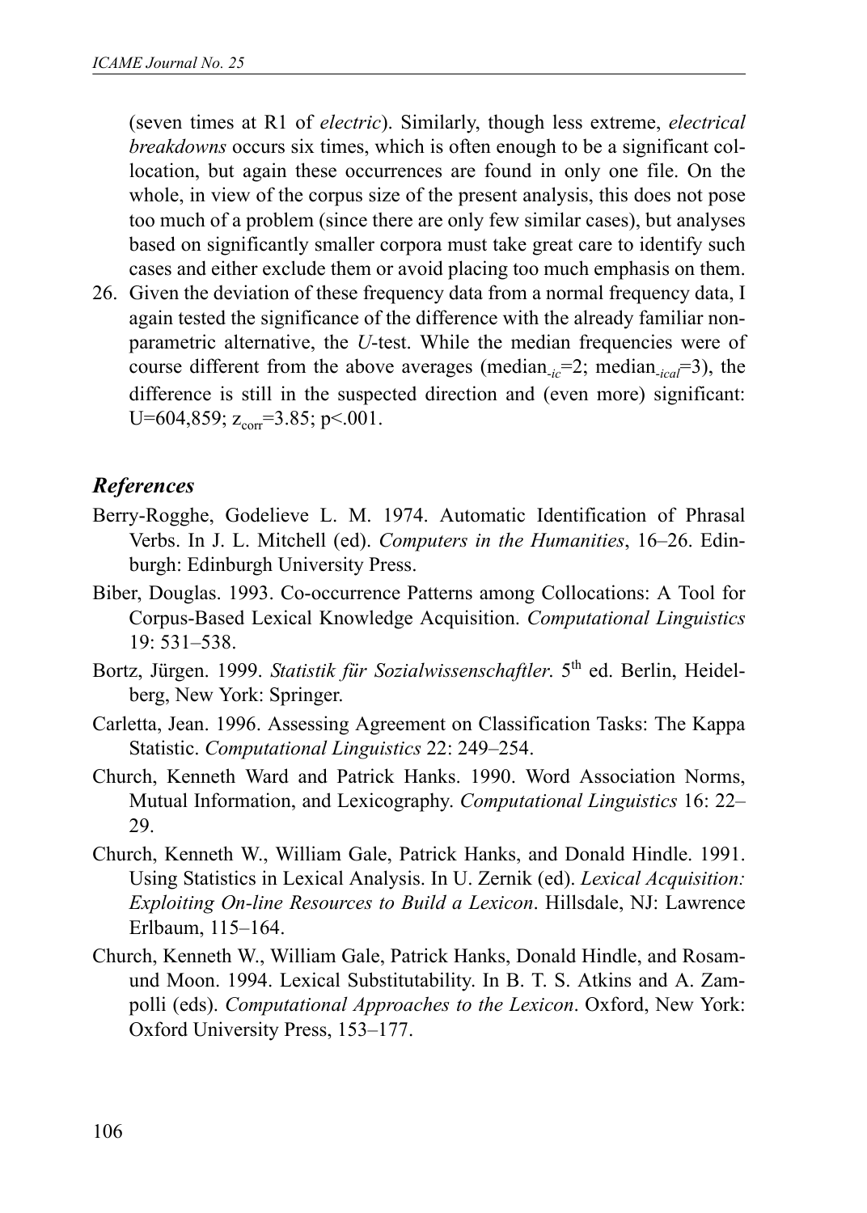(seven times at R1 of *electric*). Similarly, though less extreme, *electrical breakdowns* occurs six times, which is often enough to be a significant collocation, but again these occurrences are found in only one file. On the whole, in view of the corpus size of the present analysis, this does not pose too much of a problem (since there are only few similar cases), but analyses based on significantly smaller corpora must take great care to identify such cases and either exclude them or avoid placing too much emphasis on them.

26. Given the deviation of these frequency data from a normal frequency data, I again tested the significance of the difference with the already familiar nonparametric alternative, the *U*-test. While the median frequencies were of course different from the above averages ($\text{median}_{\text{-}ic}$=2; $\text{median}_{\text{-}ical}$=3), the difference is still in the suspected direction and (even more) significant: U=604,859; $z_{corr}$=3.85; $p<.001$.

## *References*

Berry-Rogghe, Godelieve L. M. 1974. Automatic Identification of Phrasal Verbs. In J. L. Mitchell (ed). *Computers in the Humanities*, 16–26. Edinburgh: Edinburgh University Press.

Biber, Douglas. 1993. Co-occurrence Patterns among Collocations: A Tool for Corpus-Based Lexical Knowledge Acquisition. *Computational Linguistics* 19: 531–538.

Bortz, Jürgen. 1999. *Statistik für Sozialwissenschaftler*. 5th ed. Berlin, Heidelberg, New York: Springer.

Carletta, Jean. 1996. Assessing Agreement on Classification Tasks: The Kappa Statistic. *Computational Linguistics* 22: 249–254.

Church, Kenneth Ward and Patrick Hanks. 1990. Word Association Norms, Mutual Information, and Lexicography. *Computational Linguistics* 16: 22–29.

Church, Kenneth W., William Gale, Patrick Hanks, and Donald Hindle. 1991. Using Statistics in Lexical Analysis. In U. Zernik (ed). *Lexical Acquisition: Exploiting On-line Resources to Build a Lexicon*. Hillsdale, NJ: Lawrence Erlbaum, 115–164.

Church, Kenneth W., William Gale, Patrick Hanks, Donald Hindle, and Rosamund Moon. 1994. Lexical Substitutability. In B. T. S. Atkins and A. Zampolli (eds). *Computational Approaches to the Lexicon*. Oxford, New York: Oxford University Press, 153–177.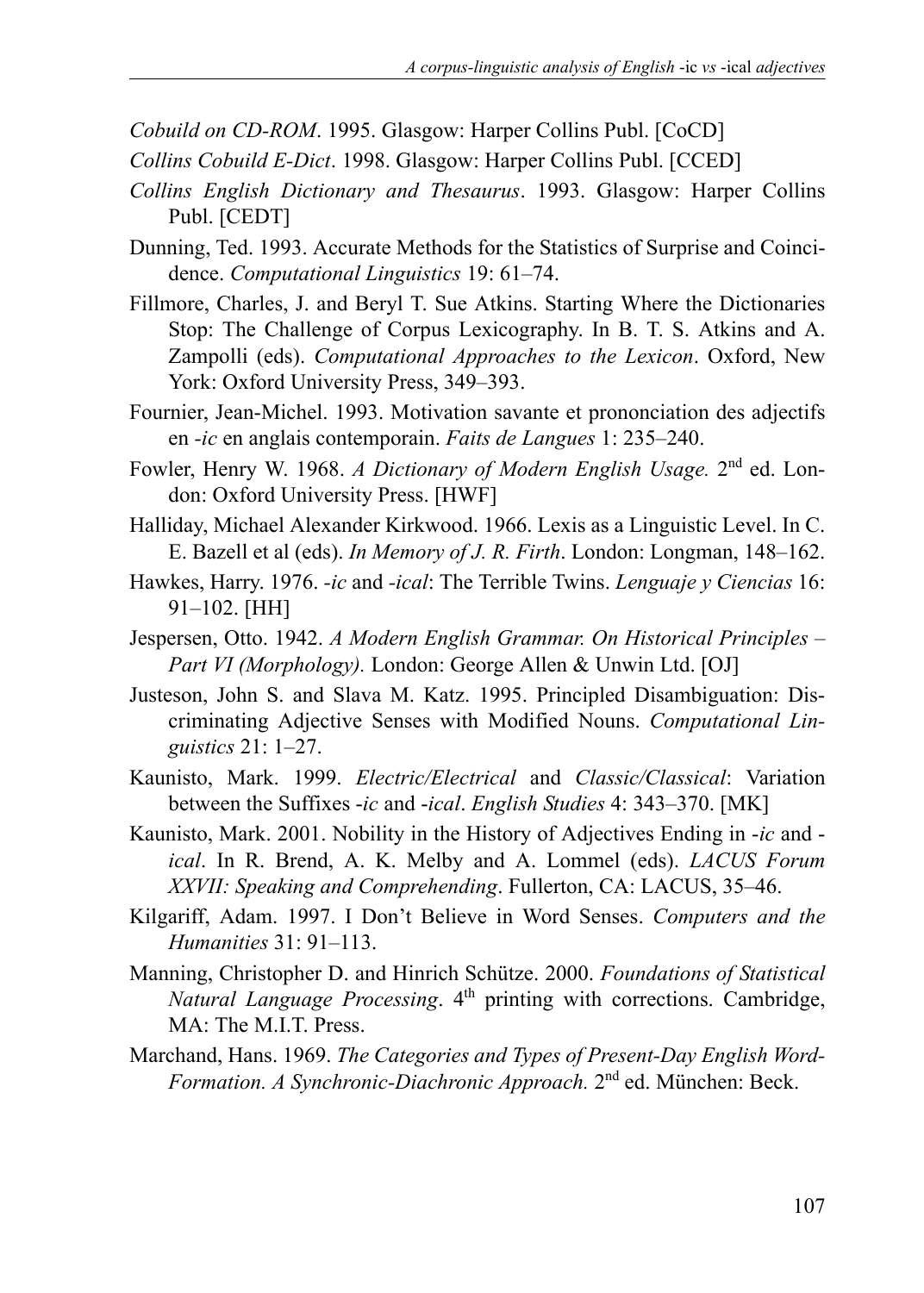*Cobuild on CD-ROM*. 1995. Glasgow: Harper Collins Publ. [CoCD]

*Collins Cobuild E-Dict*. 1998. Glasgow: Harper Collins Publ. [CCED]

*Collins English Dictionary and Thesaurus*. 1993. Glasgow: Harper Collins Publ. [CEDT]

Dunning, Ted. 1993. Accurate Methods for the Statistics of Surprise and Coincidence. *Computational Linguistics* 19: 61–74.

Fillmore, Charles, J. and Beryl T. Sue Atkins. Starting Where the Dictionaries Stop: The Challenge of Corpus Lexicography. In B. T. S. Atkins and A. Zampolli (eds). *Computational Approaches to the Lexicon*. Oxford, New York: Oxford University Press, 349–393.

Fournier, Jean-Michel. 1993. Motivation savante et prononciation des adjectifs en *-ic* en anglais contemporain. *Faits de Langues* 1: 235–240.

Fowler, Henry W. 1968. *A Dictionary of Modern English Usage.* 2nd ed. London: Oxford University Press. [HWF]

Halliday, Michael Alexander Kirkwood. 1966. Lexis as a Linguistic Level. In C. E. Bazell et al (eds). *In Memory of J. R. Firth*. London: Longman, 148–162.

Hawkes, Harry. 1976. *-ic* and *-ical*: The Terrible Twins. *Lenguaje y Ciencias* 16: 91–102. [HH]

Jespersen, Otto. 1942. *A Modern English Grammar. On Historical Principles – Part VI (Morphology).* London: George Allen & Unwin Ltd. [OJ]

Justeson, John S. and Slava M. Katz. 1995. Principled Disambiguation: Discriminating Adjective Senses with Modified Nouns. *Computational Linguistics* 21: 1–27.

Kaunisto, Mark. 1999. *Electric/Electrical* and *Classic/Classical*: Variation between the Suffixes *-ic* and *-ical*. *English Studies* 4: 343–370. [MK]

Kaunisto, Mark. 2001. Nobility in the History of Adjectives Ending in *-ic* and *-ical*. In R. Brend, A. K. Melby and A. Lommel (eds). *LACUS Forum XXVII: Speaking and Comprehending*. Fullerton, CA: LACUS, 35–46.

Kilgariff, Adam. 1997. I Don't Believe in Word Senses. *Computers and the Humanities* 31: 91–113.

Manning, Christopher D. and Hinrich Schütze. 2000. *Foundations of Statistical Natural Language Processing*. 4th printing with corrections. Cambridge, MA: The M.I.T. Press.

Marchand, Hans. 1969. *The Categories and Types of Present-Day English Word-Formation. A Synchronic-Diachronic Approach.* 2nd ed. München: Beck.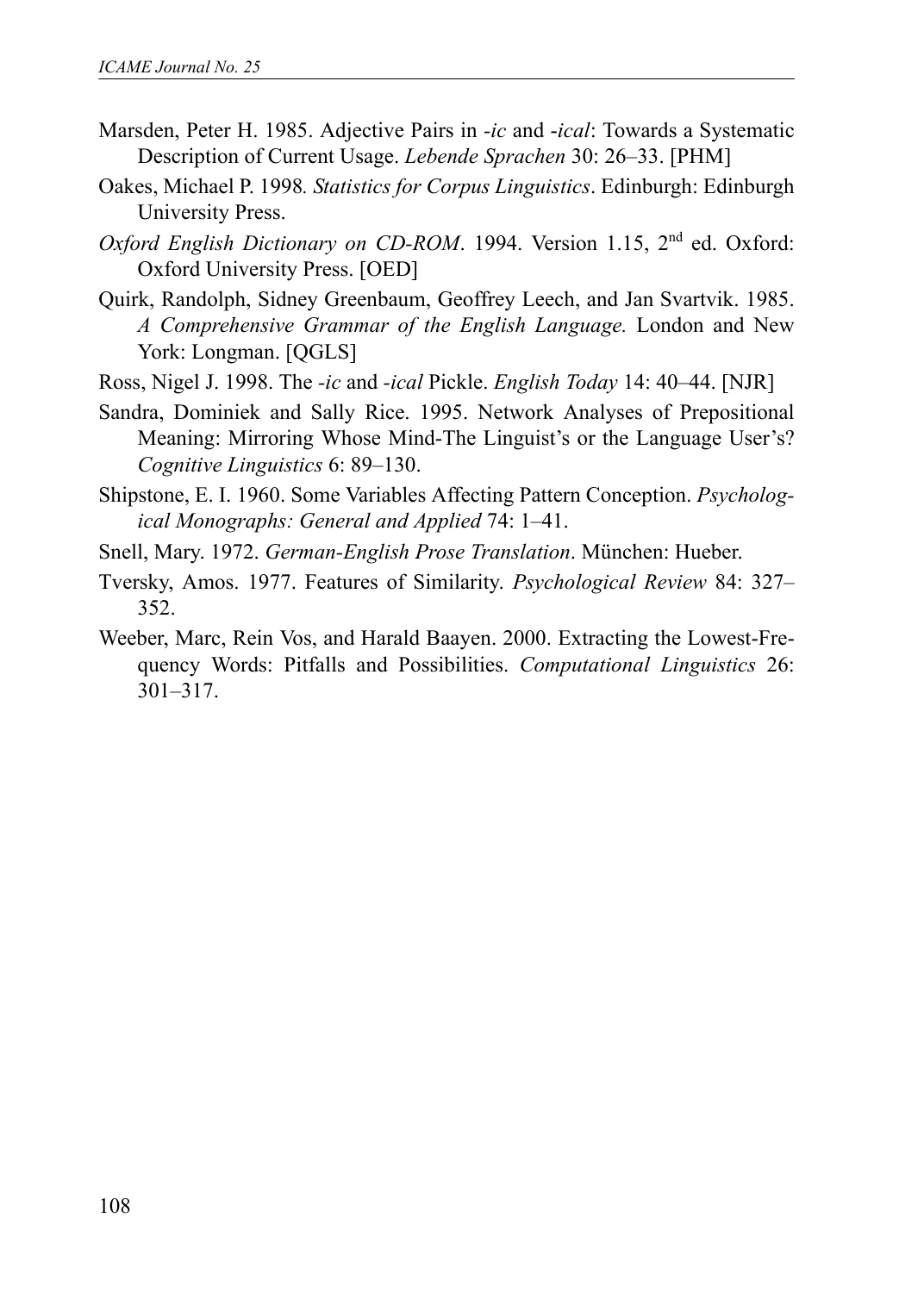Marsden, Peter H. 1985. Adjective Pairs in *-ic* and *-ical*: Towards a Systematic Description of Current Usage. *Lebende Sprachen* 30: 26–33. [PHM]

Oakes, Michael P. 1998. *Statistics for Corpus Linguistics*. Edinburgh: Edinburgh University Press.

*Oxford English Dictionary on CD-ROM*. 1994. Version 1.15, 2nd ed. Oxford: Oxford University Press. [OED]

Quirk, Randolph, Sidney Greenbaum, Geoffrey Leech, and Jan Svartvik. 1985. *A Comprehensive Grammar of the English Language.* London and New York: Longman. [QGLS]

Ross, Nigel J. 1998. The *-ic* and *-ical* Pickle. *English Today* 14: 40–44. [NJR]

Sandra, Dominiek and Sally Rice. 1995. Network Analyses of Prepositional Meaning: Mirroring Whose Mind-The Linguist's or the Language User's? *Cognitive Linguistics* 6: 89–130.

Shipstone, E. I. 1960. Some Variables Affecting Pattern Conception. *Psychological Monographs: General and Applied* 74: 1–41.

Snell, Mary. 1972. *German-English Prose Translation*. München: Hueber.

Tversky, Amos. 1977. Features of Similarity. *Psychological Review* 84: 327–352.

Weeber, Marc, Rein Vos, and Harald Baayen. 2000. Extracting the Lowest-Frequency Words: Pitfalls and Possibilities. *Computational Linguistics* 26: 301–317.